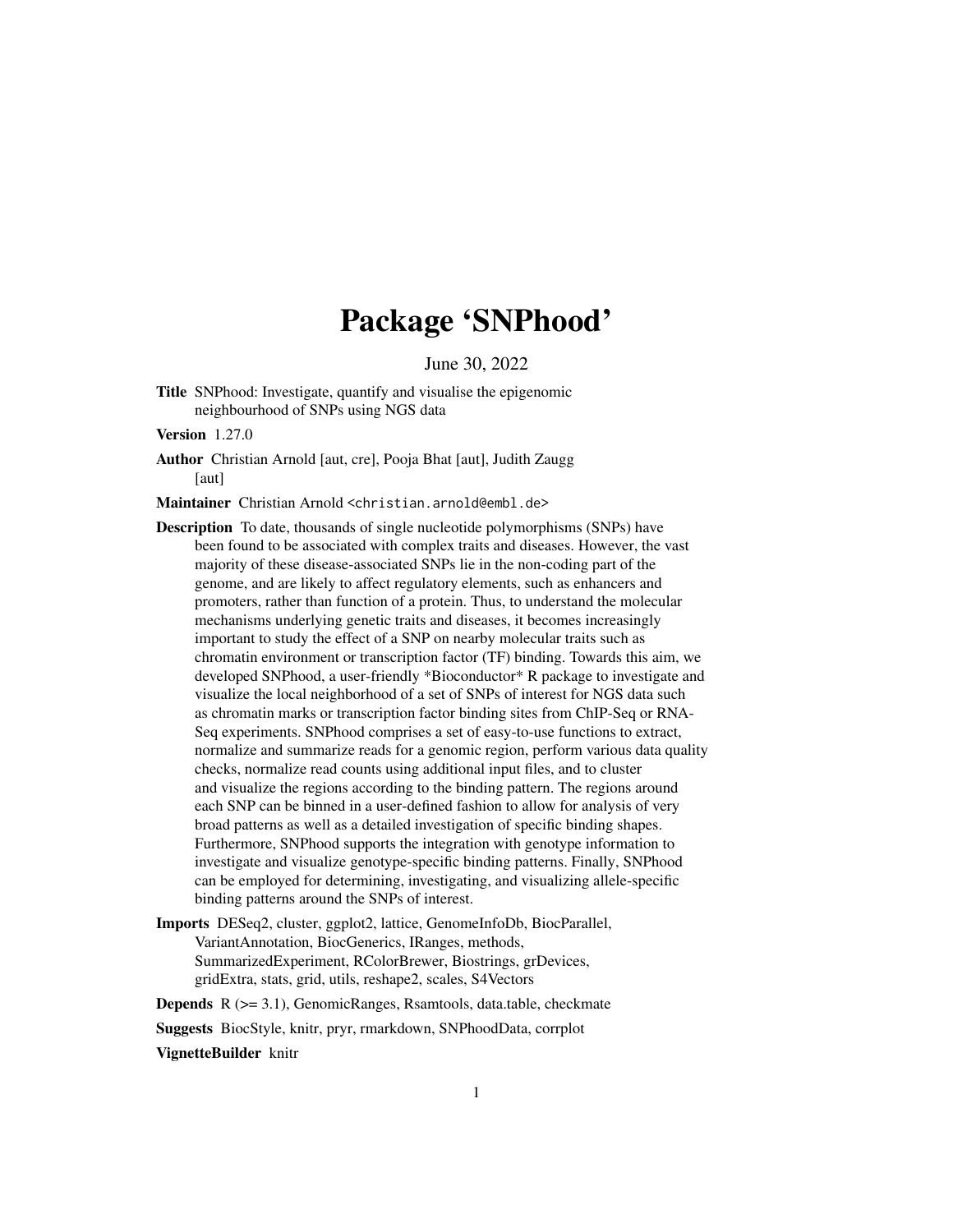# Package 'SNPhood'

June 30, 2022

**Title** SNPhood: Investigate, quantify and visualise the epigenomic neighbourhood of SNPs using NGS data

**Version** 1.27.0

**Author** Christian Arnold [aut, cre], Pooja Bhat [aut], Judith Zaugg [aut]

**Maintainer** Christian Arnold <christian.arnold@embl.de>

**Description** To date, thousands of single nucleotide polymorphisms (SNPs) have been found to be associated with complex traits and diseases. However, the vast majority of these disease-associated SNPs lie in the non-coding part of the genome, and are likely to affect regulatory elements, such as enhancers and promoters, rather than function of a protein. Thus, to understand the molecular mechanisms underlying genetic traits and diseases, it becomes increasingly important to study the effect of a SNP on nearby molecular traits such as chromatin environment or transcription factor (TF) binding. Towards this aim, we developed SNPhood, a user-friendly *Bioconductor* R package to investigate and visualize the local neighborhood of a set of SNPs of interest for NGS data such as chromatin marks or transcription factor binding sites from ChIP-Seq or RNA-Seq experiments. SNPhood comprises a set of easy-to-use functions to extract, normalize and summarize reads for a genomic region, perform various data quality checks, normalize read counts using additional input files, and to cluster and visualize the regions according to the binding pattern. The regions around each SNP can be binned in a user-defined fashion to allow for analysis of very broad patterns as well as a detailed investigation of specific binding shapes. Furthermore, SNPhood supports the integration with genotype information to investigate and visualize genotype-specific binding patterns. Finally, SNPhood can be employed for determining, investigating, and visualizing allele-specific binding patterns around the SNPs of interest.

**Imports** DESeq2, cluster, ggplot2, lattice, GenomeInfoDb, BiocParallel, VariantAnnotation, BiocGenerics, IRanges, methods, SummarizedExperiment, RColorBrewer, Biostrings, grDevices, gridExtra, stats, grid, utils, reshape2, scales, S4Vectors

**Depends** R (>= 3.1), GenomicRanges, Rsamtools, data.table, checkmate

**Suggests** BiocStyle, knitr, pryr, rmarkdown, SNPhoodData, corrplot

**VignetteBuilder** knitr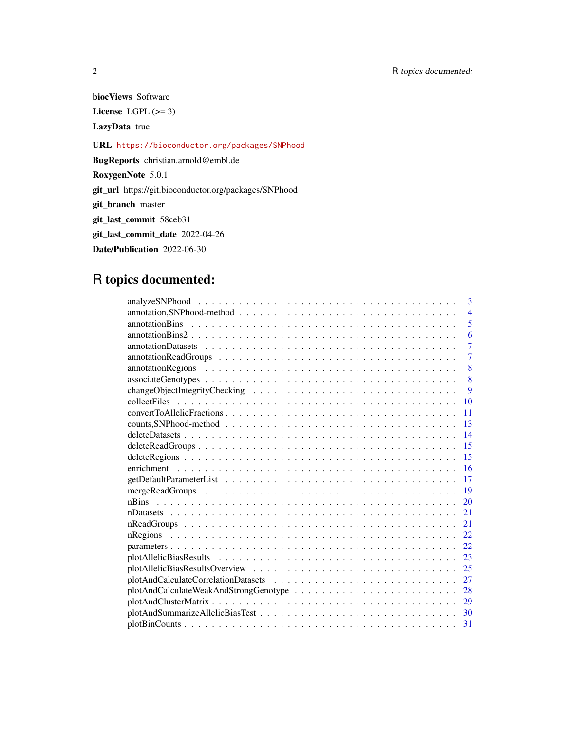**biocViews** Software

**License** LGPL (>= 3)

**LazyData** true

**URL** https://bioconductor.org/packages/SNPhood

**BugReports** christian.arnold@embl.de

**RoxygenNote** 5.0.1

**git_url** https://git.bioconductor.org/packages/SNPhood

**git_branch** master

**git_last_commit** 58ceb31

**git_last_commit_date** 2022-04-26

**Date/Publication** 2022-06-30

# R topics documented:

| | |
|---|---|
| analyzeSNPhood | 3 |
| annotation,SNPhood-method | 4 |
| annotationBins | 5 |
| annotationBins2 | 6 |
| annotationDatasets | 7 |
| annotationReadGroups | 7 |
| annotationRegions | 8 |
| associateGenotypes | 8 |
| changeObjectIntegrityChecking | 9 |
| collectFiles | 10 |
| convertToAllelicFractions | 11 |
| counts,SNPhood-method | 13 |
| deleteDatasets | 14 |
| deleteReadGroups | 15 |
| deleteRegions | 15 |
| enrichment | 16 |
| getDefaultParameterList | 17 |
| mergeReadGroups | 19 |
| nBins | 20 |
| nDatasets | 21 |
| nReadGroups | 21 |
| nRegions | 22 |
| parameters | 22 |
| plotAllelicBiasResults | 23 |
| plotAllelicBiasResultsOverview | 25 |
| plotAndCalculateCorrelationDatasets | 27 |
| plotAndCalculateWeakAndStrongGenotype | 28 |
| plotAndClusterMatrix | 29 |
| plotAndSummarizeAllelicBiasTest | 30 |
| plotBinCounts | 31 |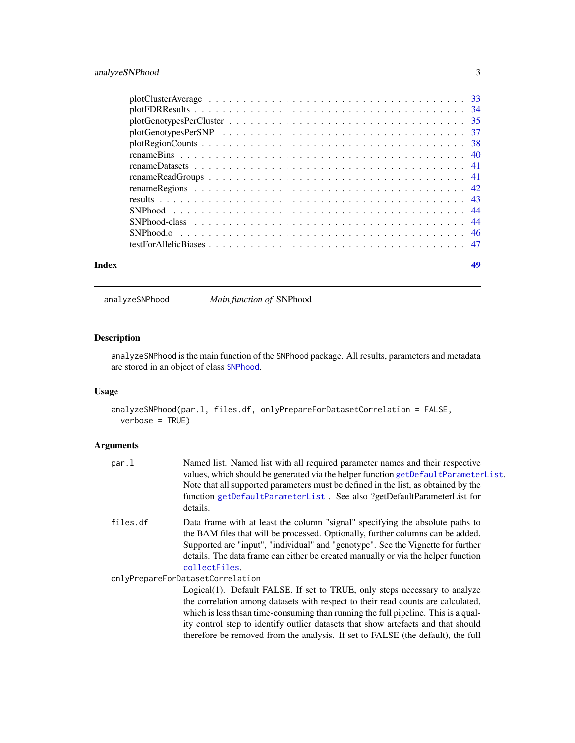plotClusterAverage . . . . . . . . . . . . . . . . . . . . . . . . . . . . . . . . . 33
plotFDRResults . . . . . . . . . . . . . . . . . . . . . . . . . . . . . . . . . . . 34
plotGenotypesPerCluster . . . . . . . . . . . . . . . . . . . . . . . . . . . . . . 35
plotGenotypesPerSNP . . . . . . . . . . . . . . . . . . . . . . . . . . . . . . . . 37
plotRegionCounts . . . . . . . . . . . . . . . . . . . . . . . . . . . . . . . . . . 38
renameBins . . . . . . . . . . . . . . . . . . . . . . . . . . . . . . . . . . . . . 40
renameDatasets . . . . . . . . . . . . . . . . . . . . . . . . . . . . . . . . . . . 41
renameReadGroups . . . . . . . . . . . . . . . . . . . . . . . . . . . . . . . . . . 41
renameRegions . . . . . . . . . . . . . . . . . . . . . . . . . . . . . . . . . . . . 42
results . . . . . . . . . . . . . . . . . . . . . . . . . . . . . . . . . . . . . . . 43
SNPhood . . . . . . . . . . . . . . . . . . . . . . . . . . . . . . . . . . . . . . . 44
SNPhood-class . . . . . . . . . . . . . . . . . . . . . . . . . . . . . . . . . . . . 44
SNPhood.o . . . . . . . . . . . . . . . . . . . . . . . . . . . . . . . . . . . . . . 46
testForAllelicBiases . . . . . . . . . . . . . . . . . . . . . . . . . . . . . . . . 47

**Index** **49**

---

`analyzeSNPhood` *Main function of* SNPhood

---

## Description

`analyzeSNPhood` is the main function of the `SNPhood` package. All results, parameters and metadata are stored in an object of class `SNPhood`.

## Usage

```
analyzeSNPhood(par.l, files.df, onlyPrepareForDatasetCorrelation = FALSE,
  verbose = TRUE)
```

## Arguments

`par.l` Named list. Named list with all required parameter names and their respective values, which should be generated via the helper function `getDefaultParameterList`. Note that all supported parameters must be defined in the list, as obtained by the function `getDefaultParameterList` . See also ?getDefaultParameterList for details.

`files.df` Data frame with at least the column "signal" specifying the absolute paths to the BAM files that will be processed. Optionally, further columns can be added. Supported are "input", "individual" and "genotype". See the Vignette for further details. The data frame can either be created manually or via the helper function `collectFiles`.

`onlyPrepareForDatasetCorrelation`
Logical(1). Default FALSE. If set to TRUE, only steps necessary to analyze the correlation among datasets with respect to their read counts are calculated, which is less thsan time-consuming than running the full pipeline. This is a quality control step to identify outlier datasets that show artefacts and that should therefore be removed from the analysis. If set to FALSE (the default), the full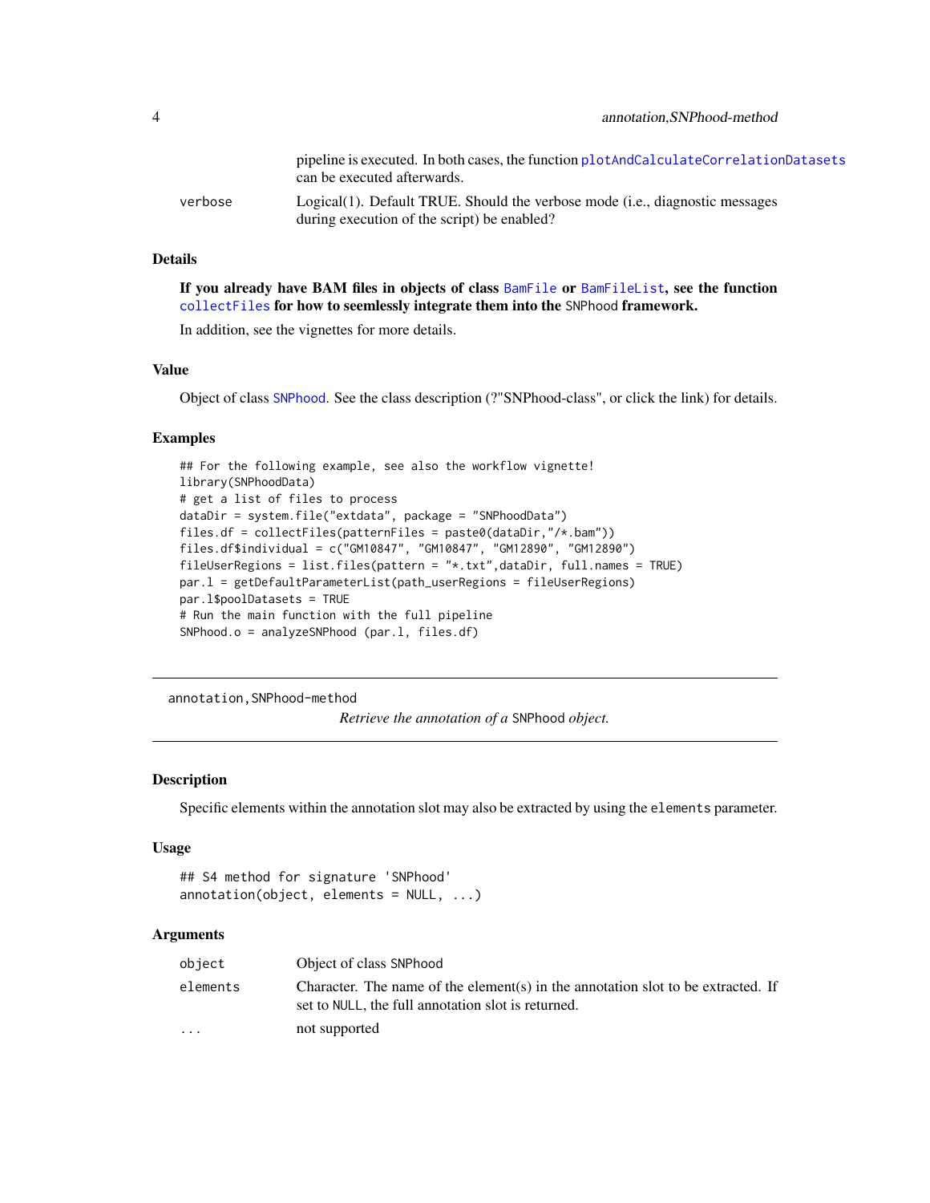| | |
|---|---|
| | pipeline is executed. In both cases, the function plotAndCalculateCorrelationDatasets can be executed afterwards. |
| verbose | Logical(1). Default TRUE. Should the verbose mode (i.e., diagnostic messages during execution of the script) be enabled? |

### Details

**If you already have BAM files in objects of class BamFile or BamFileList, see the function collectFiles for how to seemlessly integrate them into the SNPhood framework.**

In addition, see the vignettes for more details.

### Value

Object of class SNPhood. See the class description (?"SNPhood-class", or click the link) for details.

### Examples

```
## For the following example, see also the workflow vignette!
library(SNPhoodData)
# get a list of files to process
dataDir = system.file("extdata", package = "SNPhoodData")
files.df = collectFiles(patternFiles = paste0(dataDir,"/*.bam"))
files.df$individual = c("GM10847", "GM10847", "GM12890", "GM12890")
fileUserRegions = list.files(pattern = "*.txt",dataDir, full.names = TRUE)
par.l = getDefaultParameterList(path_userRegions = fileUserRegions)
par.l$poolDatasets = TRUE
# Run the main function with the full pipeline
SNPhood.o = analyzeSNPhood (par.l, files.df)
```

---

## annotation,SNPhood-method

*Retrieve the annotation of a SNPhood object.*

---

### Description

Specific elements within the annotation slot may also be extracted by using the elements parameter.

### Usage

```
## S4 method for signature 'SNPhood'
annotation(object, elements = NULL, ...)
```

### Arguments

| | |
|---|---|
| object | Object of class SNPhood |
| elements | Character. The name of the element(s) in the annotation slot to be extracted. If set to NULL, the full annotation slot is returned. |
| ... | not supported |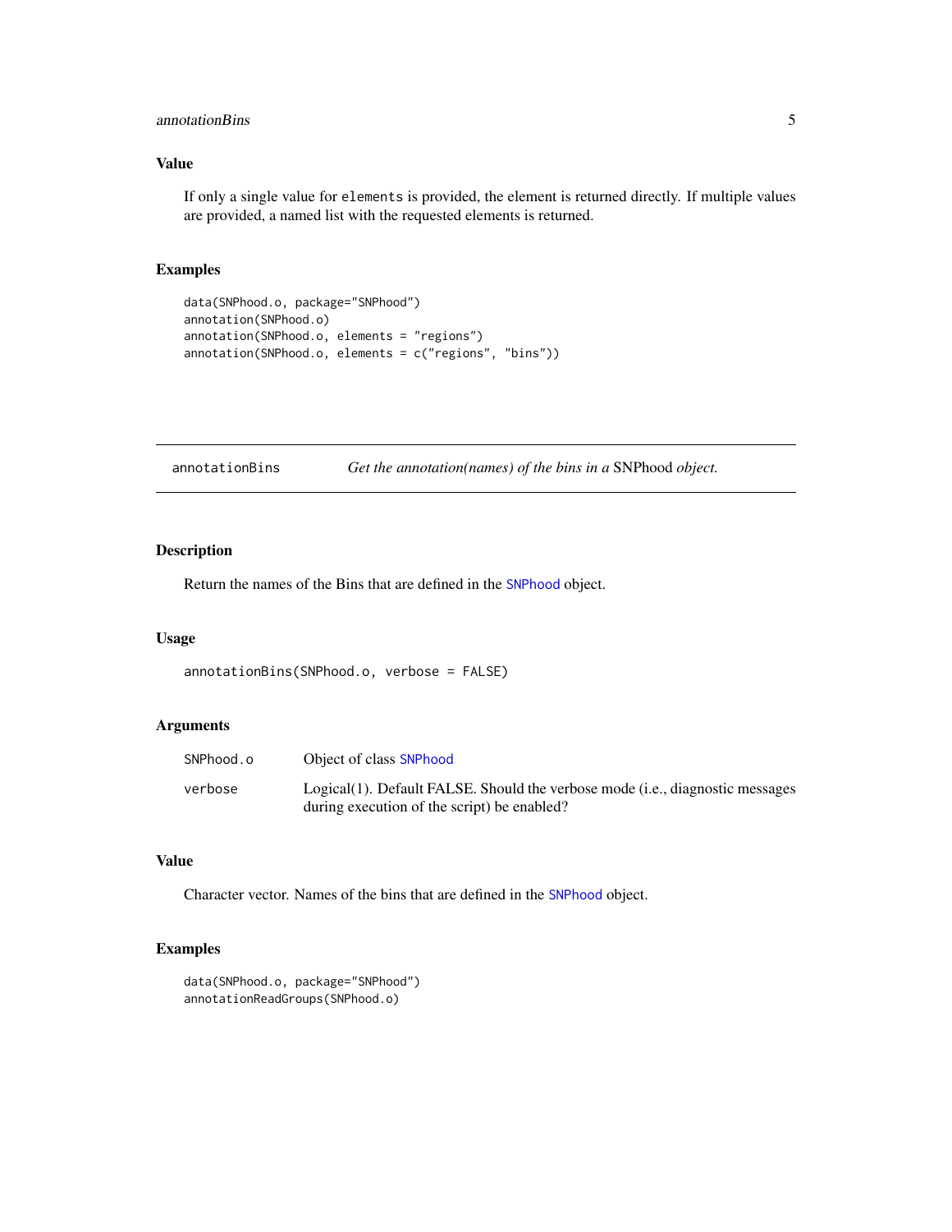## Value

If only a single value for `elements` is provided, the element is returned directly. If multiple values are provided, a named list with the requested elements is returned.

## Examples

```
data(SNPhood.o, package="SNPhood")
annotation(SNPhood.o)
annotation(SNPhood.o, elements = "regions")
annotation(SNPhood.o, elements = c("regions", "bins"))
```

---

# annotationBins &nbsp;&nbsp;&nbsp; *Get the annotation(names) of the bins in a* SNPhood *object.*

---

## Description

Return the names of the Bins that are defined in the `SNPhood` object.

## Usage

```
annotationBins(SNPhood.o, verbose = FALSE)
```

## Arguments

| | |
|---|---|
| `SNPhood.o` | Object of class `SNPhood` |
| `verbose` | Logical(1). Default FALSE. Should the verbose mode (i.e., diagnostic messages during execution of the script) be enabled? |

## Value

Character vector. Names of the bins that are defined in the `SNPhood` object.

## Examples

```
data(SNPhood.o, package="SNPhood")
annotationReadGroups(SNPhood.o)
```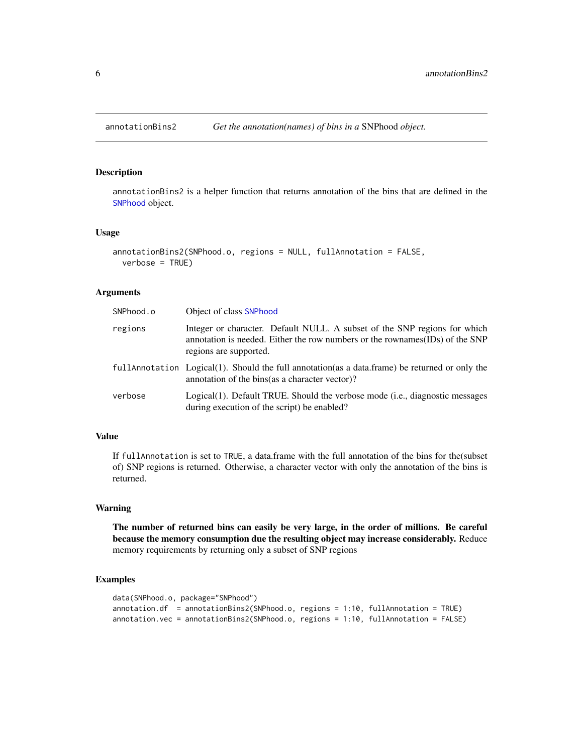# annotationBins2 — *Get the annotation(names) of bins in a SNPhood object.*

## Description

annotationBins2 is a helper function that returns annotation of the bins that are defined in the SNPhood object.

## Usage

```
annotationBins2(SNPhood.o, regions = NULL, fullAnnotation = FALSE,
  verbose = TRUE)
```

## Arguments

| | |
|---|---|
| SNPhood.o | Object of class SNPhood |
| regions | Integer or character. Default NULL. A subset of the SNP regions for which annotation is needed. Either the row numbers or the rownames(IDs) of the SNP regions are supported. |
| fullAnnotation | Logical(1). Should the full annotation(as a data.frame) be returned or only the annotation of the bins(as a character vector)? |
| verbose | Logical(1). Default TRUE. Should the verbose mode (i.e., diagnostic messages during execution of the script) be enabled? |

## Value

If fullAnnotation is set to TRUE, a data.frame with the full annotation of the bins for the(subset of) SNP regions is returned. Otherwise, a character vector with only the annotation of the bins is returned.

## Warning

**The number of returned bins can easily be very large, in the order of millions. Be careful because the memory consumption due the resulting object may increase considerably.** Reduce memory requirements by returning only a subset of SNP regions

## Examples

```
data(SNPhood.o, package="SNPhood")
annotation.df  = annotationBins2(SNPhood.o, regions = 1:10, fullAnnotation = TRUE)
annotation.vec = annotationBins2(SNPhood.o, regions = 1:10, fullAnnotation = FALSE)
```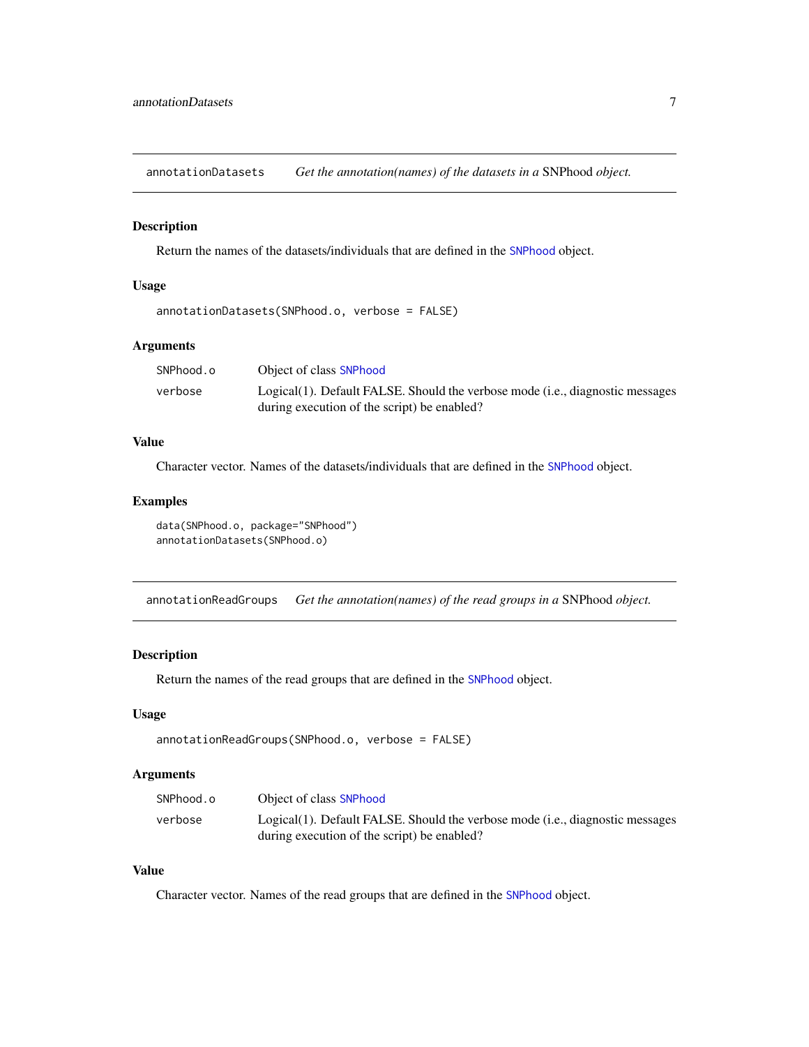## annotationDatasets — *Get the annotation(names) of the datasets in a SNPhood object.*

### Description

Return the names of the datasets/individuals that are defined in the SNPhood object.

### Usage

```
annotationDatasets(SNPhood.o, verbose = FALSE)
```

### Arguments

| | |
|---|---|
| SNPhood.o | Object of class SNPhood |
| verbose | Logical(1). Default FALSE. Should the verbose mode (i.e., diagnostic messages during execution of the script) be enabled? |

### Value

Character vector. Names of the datasets/individuals that are defined in the SNPhood object.

### Examples

```
data(SNPhood.o, package="SNPhood")
annotationDatasets(SNPhood.o)
```

## annotationReadGroups — *Get the annotation(names) of the read groups in a SNPhood object.*

### Description

Return the names of the read groups that are defined in the SNPhood object.

### Usage

```
annotationReadGroups(SNPhood.o, verbose = FALSE)
```

### Arguments

| | |
|---|---|
| SNPhood.o | Object of class SNPhood |
| verbose | Logical(1). Default FALSE. Should the verbose mode (i.e., diagnostic messages during execution of the script) be enabled? |

### Value

Character vector. Names of the read groups that are defined in the SNPhood object.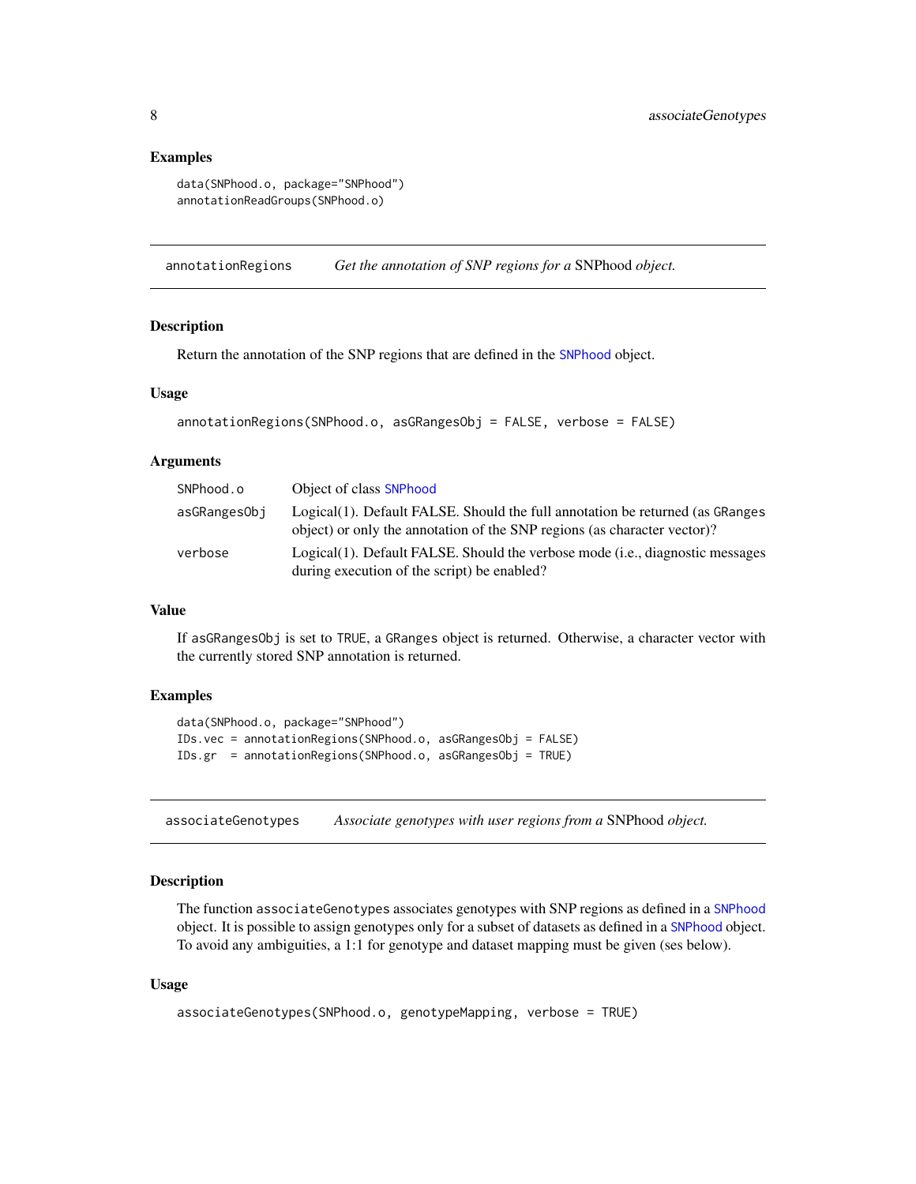## Examples

```
data(SNPhood.o, package="SNPhood")
annotationReadGroups(SNPhood.o)
```

---

# annotationRegions — *Get the annotation of SNP regions for a* SNPhood *object.*

## Description

Return the annotation of the SNP regions that are defined in the SNPhood object.

## Usage

```
annotationRegions(SNPhood.o, asGRangesObj = FALSE, verbose = FALSE)
```

## Arguments

| | |
|---|---|
| SNPhood.o | Object of class SNPhood |
| asGRangesObj | Logical(1). Default FALSE. Should the full annotation be returned (as GRanges object) or only the annotation of the SNP regions (as character vector)? |
| verbose | Logical(1). Default FALSE. Should the verbose mode (i.e., diagnostic messages during execution of the script) be enabled? |

## Value

If asGRangesObj is set to TRUE, a GRanges object is returned. Otherwise, a character vector with the currently stored SNP annotation is returned.

## Examples

```
data(SNPhood.o, package="SNPhood")
IDs.vec = annotationRegions(SNPhood.o, asGRangesObj = FALSE)
IDs.gr  = annotationRegions(SNPhood.o, asGRangesObj = TRUE)
```

---

# associateGenotypes — *Associate genotypes with user regions from a* SNPhood *object.*

## Description

The function associateGenotypes associates genotypes with SNP regions as defined in a SNPhood object. It is possible to assign genotypes only for a subset of datasets as defined in a SNPhood object. To avoid any ambiguities, a 1:1 for genotype and dataset mapping must be given (ses below).

## Usage

```
associateGenotypes(SNPhood.o, genotypeMapping, verbose = TRUE)
```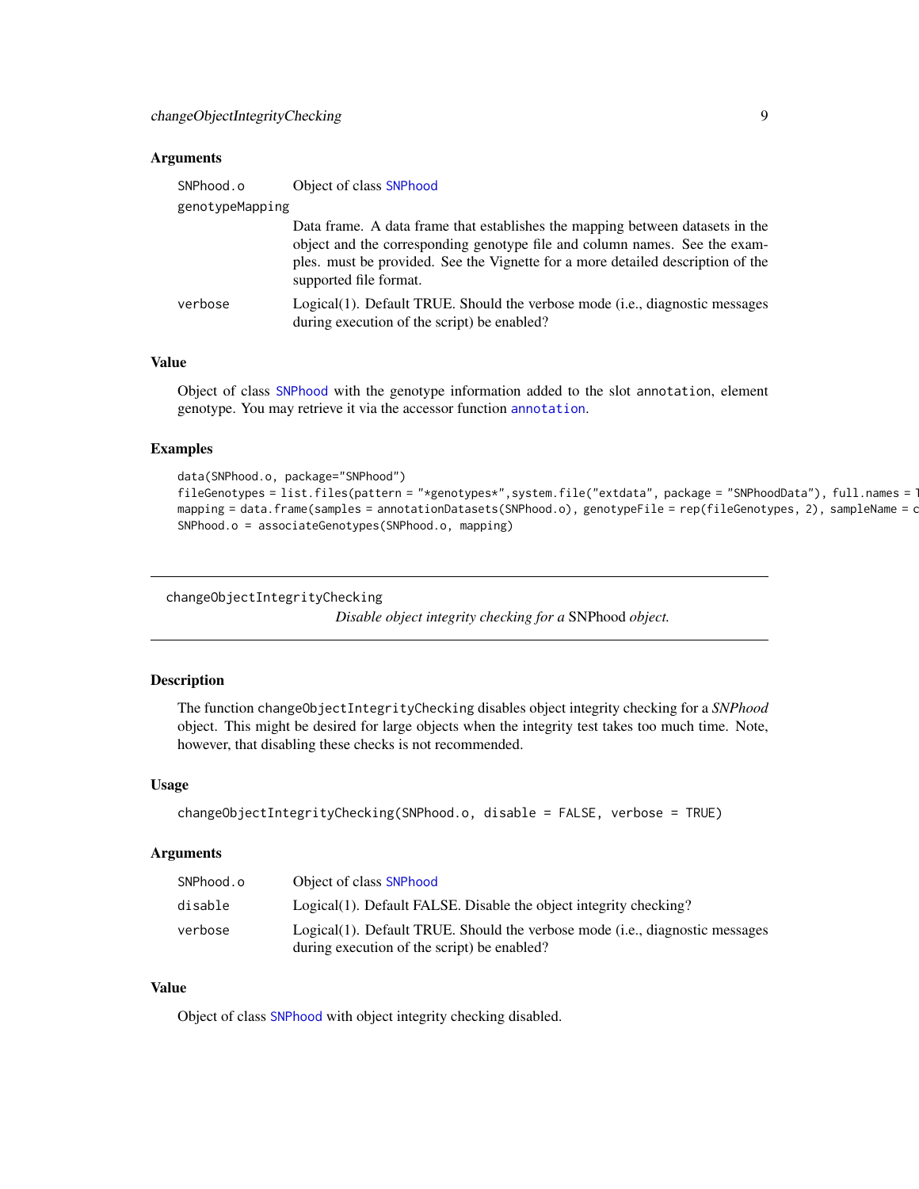### Arguments

| | |
|---|---|
| SNPhood.o | Object of class SNPhood |
| genotypeMapping | Data frame. A data frame that establishes the mapping between datasets in the object and the corresponding genotype file and column names. See the examples. must be provided. See the Vignette for a more detailed description of the supported file format. |
| verbose | Logical(1). Default TRUE. Should the verbose mode (i.e., diagnostic messages during execution of the script) be enabled? |

### Value

Object of class SNPhood with the genotype information added to the slot annotation, element genotype. You may retrieve it via the accessor function annotation.

### Examples

```
data(SNPhood.o, package="SNPhood")
fileGenotypes = list.files(pattern = "*genotypes*",system.file("extdata", package = "SNPhoodData"), full.names = T
mapping = data.frame(samples = annotationDatasets(SNPhood.o), genotypeFile = rep(fileGenotypes, 2), sampleName = c
SNPhood.o = associateGenotypes(SNPhood.o, mapping)
```

---

## changeObjectIntegrityChecking

*Disable object integrity checking for a* SNPhood *object.*

---

### Description

The function changeObjectIntegrityChecking disables object integrity checking for a *SNPhood* object. This might be desired for large objects when the integrity test takes too much time. Note, however, that disabling these checks is not recommended.

### Usage

```
changeObjectIntegrityChecking(SNPhood.o, disable = FALSE, verbose = TRUE)
```

### Arguments

| | |
|---|---|
| SNPhood.o | Object of class SNPhood |
| disable | Logical(1). Default FALSE. Disable the object integrity checking? |
| verbose | Logical(1). Default TRUE. Should the verbose mode (i.e., diagnostic messages during execution of the script) be enabled? |

### Value

Object of class SNPhood with object integrity checking disabled.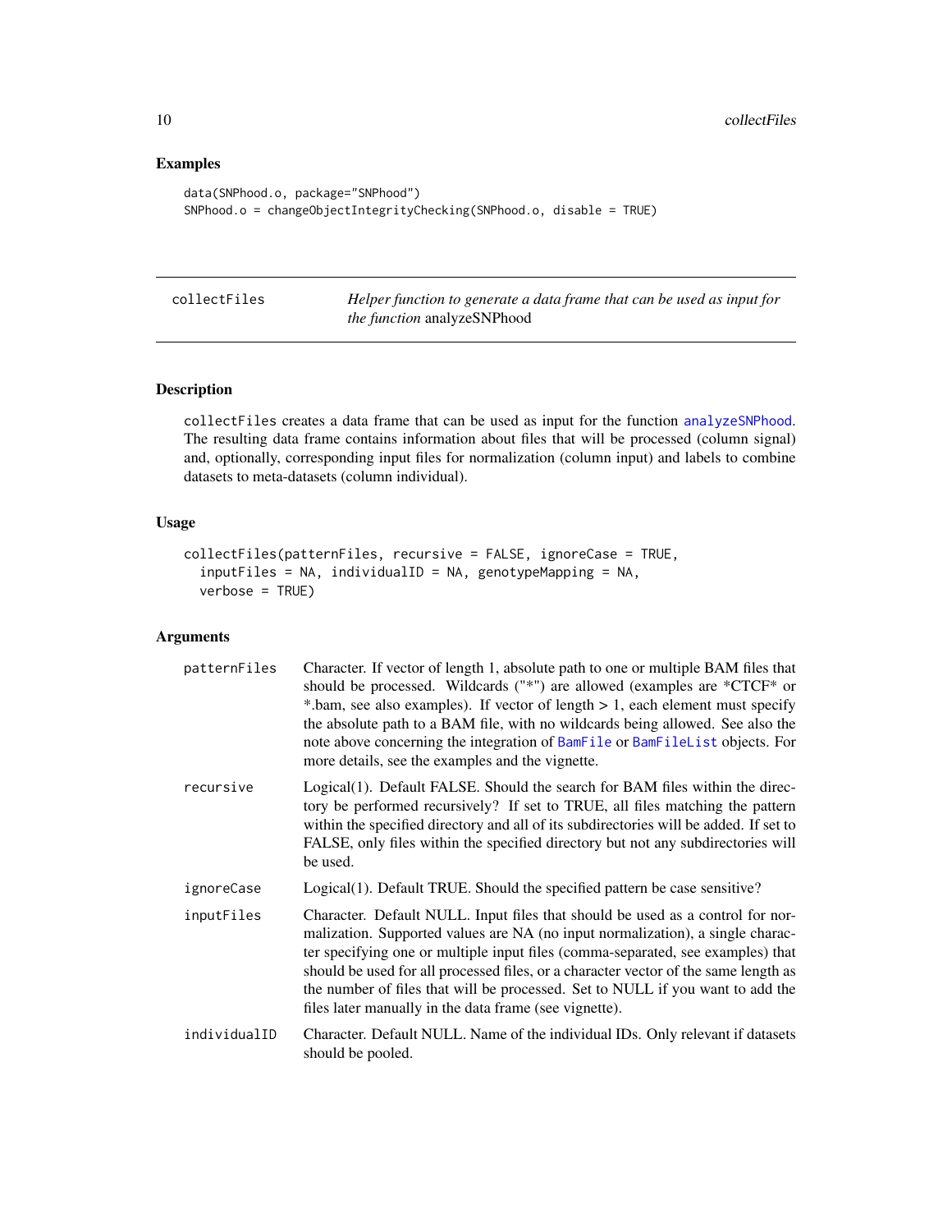## Examples

```
data(SNPhood.o, package="SNPhood")
SNPhood.o = changeObjectIntegrityChecking(SNPhood.o, disable = TRUE)
```

---

# collectFiles

*Helper function to generate a data frame that can be used as input for the function* analyzeSNPhood

## Description

collectFiles creates a data frame that can be used as input for the function analyzeSNPhood. The resulting data frame contains information about files that will be processed (column signal) and, optionally, corresponding input files for normalization (column input) and labels to combine datasets to meta-datasets (column individual).

## Usage

```
collectFiles(patternFiles, recursive = FALSE, ignoreCase = TRUE,
  inputFiles = NA, individualID = NA, genotypeMapping = NA,
  verbose = TRUE)
```

## Arguments

| | |
|---|---|
| patternFiles | Character. If vector of length 1, absolute path to one or multiple BAM files that should be processed. Wildcards ("*") are allowed (examples are *CTCF* or *.bam, see also examples). If vector of length > 1, each element must specify the absolute path to a BAM file, with no wildcards being allowed. See also the note above concerning the integration of BamFile or BamFileList objects. For more details, see the examples and the vignette. |
| recursive | Logical(1). Default FALSE. Should the search for BAM files within the directory be performed recursively? If set to TRUE, all files matching the pattern within the specified directory and all of its subdirectories will be added. If set to FALSE, only files within the specified directory but not any subdirectories will be used. |
| ignoreCase | Logical(1). Default TRUE. Should the specified pattern be case sensitive? |
| inputFiles | Character. Default NULL. Input files that should be used as a control for normalization. Supported values are NA (no input normalization), a single character specifying one or multiple input files (comma-separated, see examples) that should be used for all processed files, or a character vector of the same length as the number of files that will be processed. Set to NULL if you want to add the files later manually in the data frame (see vignette). |
| individualID | Character. Default NULL. Name of the individual IDs. Only relevant if datasets should be pooled. |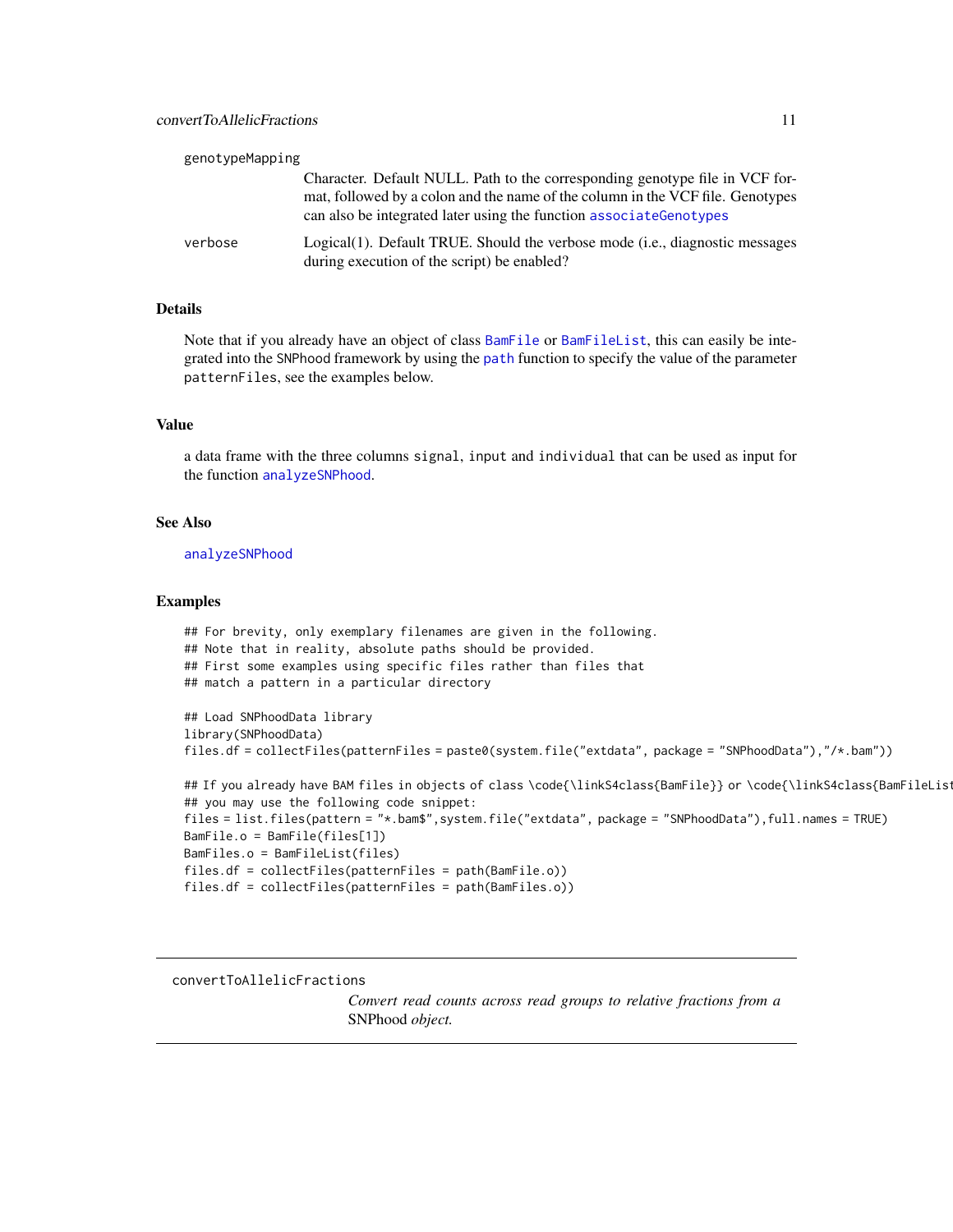genotypeMapping
: Character. Default NULL. Path to the corresponding genotype file in VCF format, followed by a colon and the name of the column in the VCF file. Genotypes can also be integrated later using the function `associateGenotypes`

verbose
: Logical(1). Default TRUE. Should the verbose mode (i.e., diagnostic messages during execution of the script) be enabled?

### Details

Note that if you already have an object of class `BamFile` or `BamFileList`, this can easily be integrated into the SNPhood framework by using the `path` function to specify the value of the parameter `patternFiles`, see the examples below.

### Value

a data frame with the three columns `signal`, `input` and `individual` that can be used as input for the function `analyzeSNPhood`.

### See Also

`analyzeSNPhood`

### Examples

```
## For brevity, only exemplary filenames are given in the following.
## Note that in reality, absolute paths should be provided.
## First some examples using specific files rather than files that
## match a pattern in a particular directory

## Load SNPhoodData library
library(SNPhoodData)
files.df = collectFiles(patternFiles = paste0(system.file("extdata", package = "SNPhoodData"),"/*.bam"))

## If you already have BAM files in objects of class \code{\linkS4class{BamFile}} or \code{\linkS4class{BamFileList
## you may use the following code snippet:
files = list.files(pattern = "*.bam$",system.file("extdata", package = "SNPhoodData"),full.names = TRUE)
BamFile.o = BamFile(files[1])
BamFiles.o = BamFileList(files)
files.df = collectFiles(patternFiles = path(BamFile.o))
files.df = collectFiles(patternFiles = path(BamFiles.o))
```

---

## convertToAllelicFractions

*Convert read counts across read groups to relative fractions from a* SNPhood *object.*

---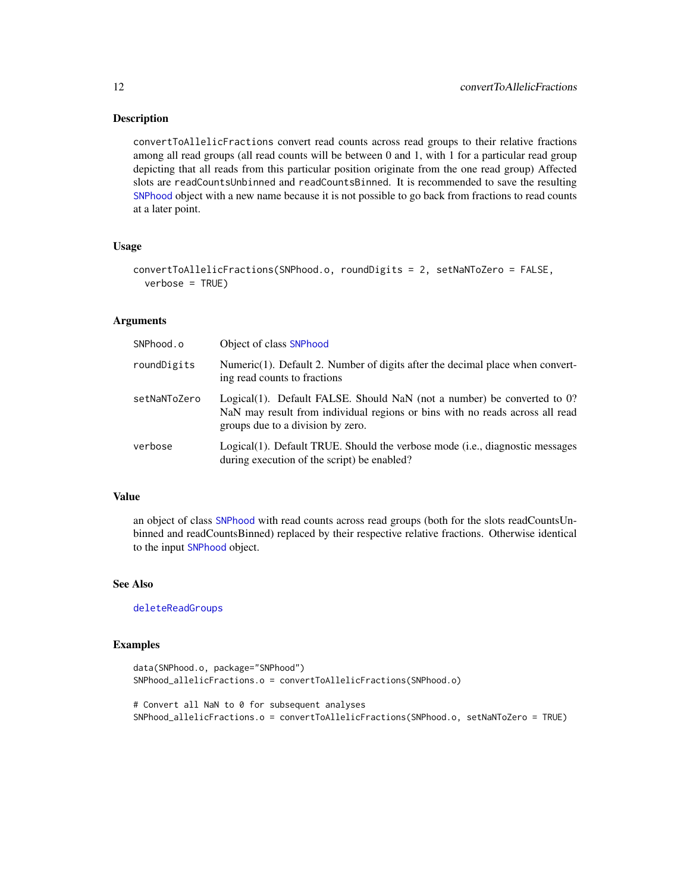## Description

`convertToAllelicFractions` convert read counts across read groups to their relative fractions among all read groups (all read counts will be between 0 and 1, with 1 for a particular read group depicting that all reads from this particular position originate from the one read group) Affected slots are `readCountsUnbinned` and `readCountsBinned`. It is recommended to save the resulting `SNPhood` object with a new name because it is not possible to go back from fractions to read counts at a later point.

## Usage

```
convertToAllelicFractions(SNPhood.o, roundDigits = 2, setNaNToZero = FALSE,
  verbose = TRUE)
```

## Arguments

| | |
|---|---|
| `SNPhood.o` | Object of class `SNPhood` |
| `roundDigits` | Numeric(1). Default 2. Number of digits after the decimal place when converting read counts to fractions |
| `setNaNToZero` | Logical(1). Default FALSE. Should NaN (not a number) be converted to 0? NaN may result from individual regions or bins with no reads across all read groups due to a division by zero. |
| `verbose` | Logical(1). Default TRUE. Should the verbose mode (i.e., diagnostic messages during execution of the script) be enabled? |

## Value

an object of class `SNPhood` with read counts across read groups (both for the slots readCountsUnbinned and readCountsBinned) replaced by their respective relative fractions. Otherwise identical to the input `SNPhood` object.

## See Also

`deleteReadGroups`

## Examples

```
data(SNPhood.o, package="SNPhood")
SNPhood_allelicFractions.o = convertToAllelicFractions(SNPhood.o)

# Convert all NaN to 0 for subsequent analyses
SNPhood_allelicFractions.o = convertToAllelicFractions(SNPhood.o, setNaNToZero = TRUE)
```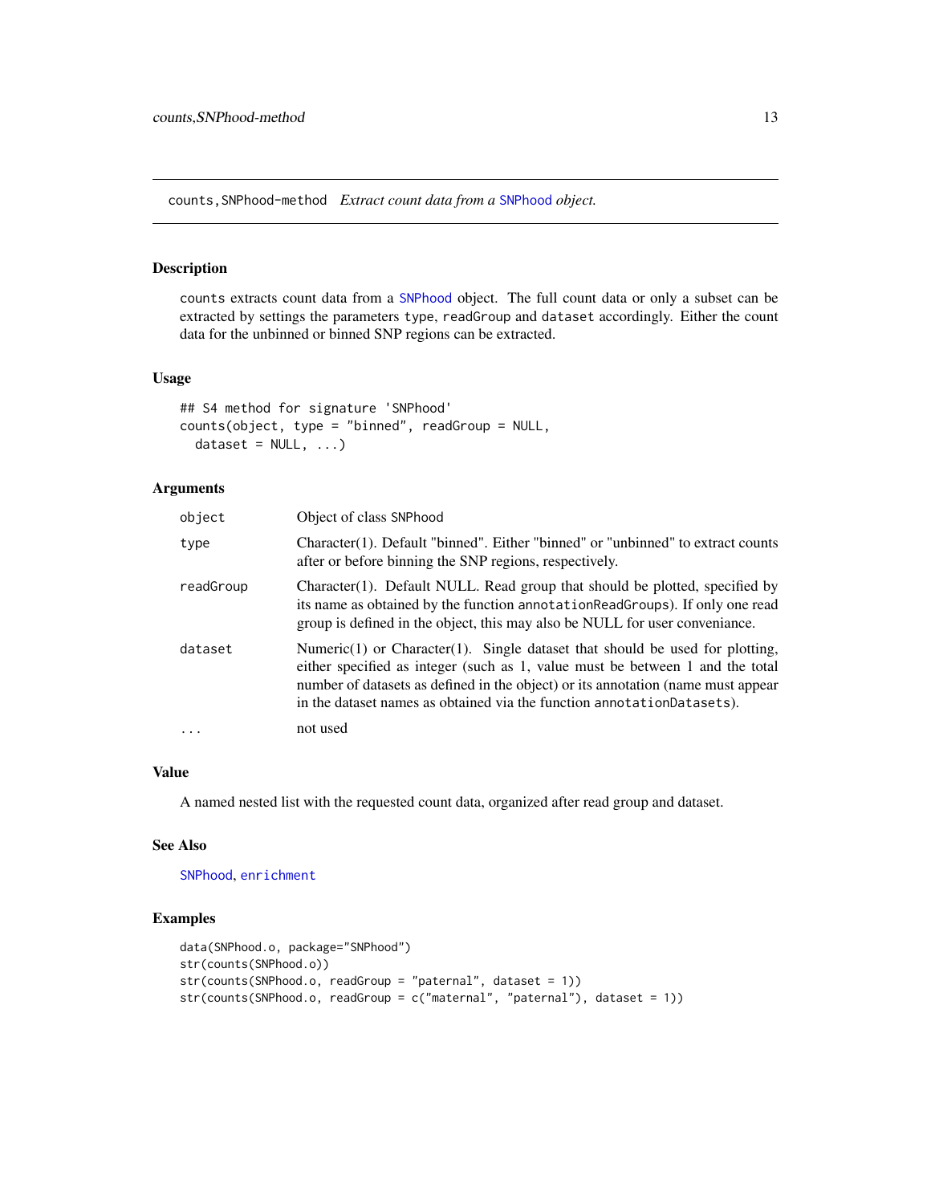## counts,SNPhood-method *Extract count data from a SNPhood object.*

### Description

counts extracts count data from a SNPhood object. The full count data or only a subset can be extracted by settings the parameters type, readGroup and dataset accordingly. Either the count data for the unbinned or binned SNP regions can be extracted.

### Usage

```
## S4 method for signature 'SNPhood'
counts(object, type = "binned", readGroup = NULL,
  dataset = NULL, ...)
```

### Arguments

| | |
|---|---|
| object | Object of class SNPhood |
| type | Character(1). Default "binned". Either "binned" or "unbinned" to extract counts after or before binning the SNP regions, respectively. |
| readGroup | Character(1). Default NULL. Read group that should be plotted, specified by its name as obtained by the function annotationReadGroups). If only one read group is defined in the object, this may also be NULL for user conveniance. |
| dataset | Numeric(1) or Character(1). Single dataset that should be used for plotting, either specified as integer (such as 1, value must be between 1 and the total number of datasets as defined in the object) or its annotation (name must appear in the dataset names as obtained via the function annotationDatasets). |
| ... | not used |

### Value

A named nested list with the requested count data, organized after read group and dataset.

### See Also

SNPhood, enrichment

### Examples

```
data(SNPhood.o, package="SNPhood")
str(counts(SNPhood.o))
str(counts(SNPhood.o, readGroup = "paternal", dataset = 1))
str(counts(SNPhood.o, readGroup = c("maternal", "paternal"), dataset = 1))
```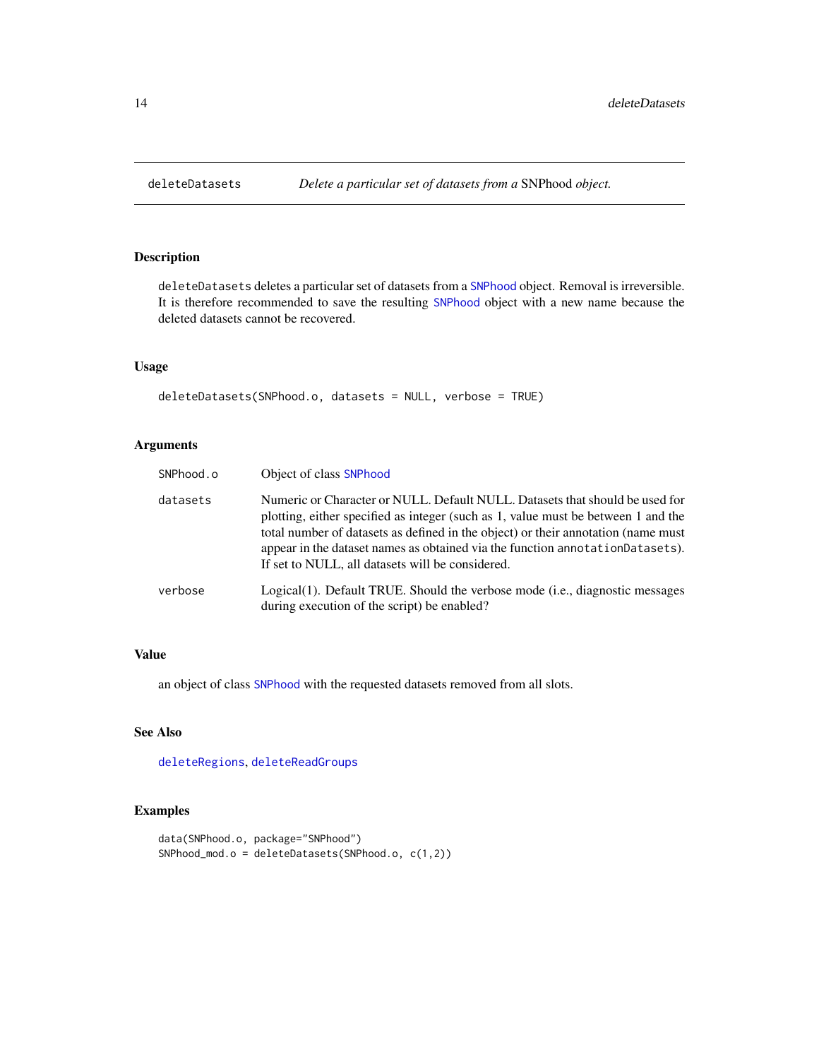# deleteDatasets — *Delete a particular set of datasets from a* SNPhood *object.*

## Description

`deleteDatasets` deletes a particular set of datasets from a `SNPhood` object. Removal is irreversible. It is therefore recommended to save the resulting `SNPhood` object with a new name because the deleted datasets cannot be recovered.

## Usage

```
deleteDatasets(SNPhood.o, datasets = NULL, verbose = TRUE)
```

## Arguments

| | |
|---|---|
| `SNPhood.o` | Object of class `SNPhood` |
| `datasets` | Numeric or Character or NULL. Default NULL. Datasets that should be used for plotting, either specified as integer (such as 1, value must be between 1 and the total number of datasets as defined in the object) or their annotation (name must appear in the dataset names as obtained via the function `annotationDatasets`). If set to NULL, all datasets will be considered. |
| `verbose` | Logical(1). Default TRUE. Should the verbose mode (i.e., diagnostic messages during execution of the script) be enabled? |

## Value

an object of class `SNPhood` with the requested datasets removed from all slots.

## See Also

`deleteRegions`, `deleteReadGroups`

## Examples

```
data(SNPhood.o, package="SNPhood")
SNPhood_mod.o = deleteDatasets(SNPhood.o, c(1,2))
```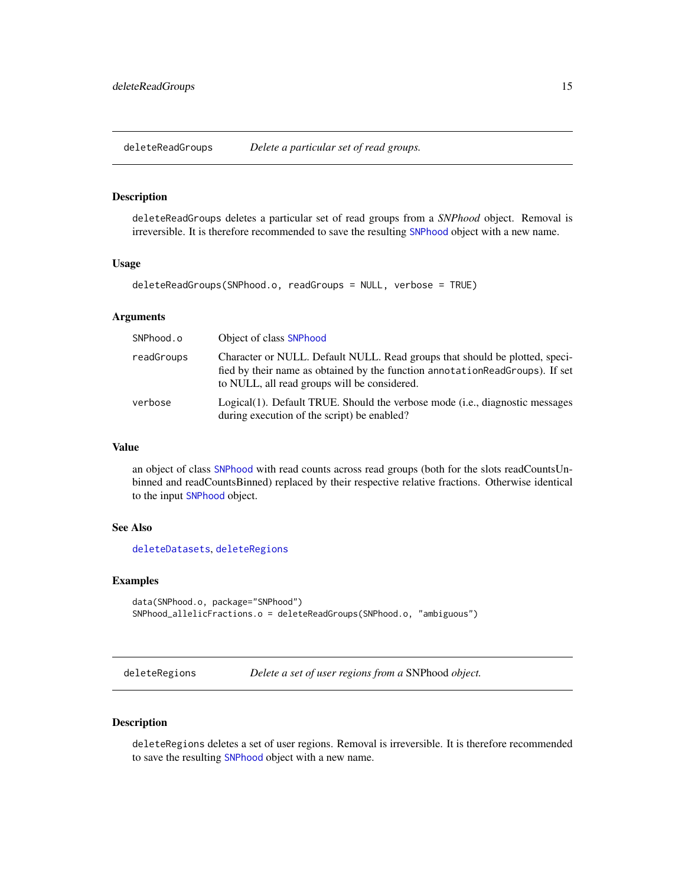## deleteReadGroups *Delete a particular set of read groups.*

### Description

deleteReadGroups deletes a particular set of read groups from a *SNPhood* object. Removal is irreversible. It is therefore recommended to save the resulting SNPhood object with a new name.

### Usage

```
deleteReadGroups(SNPhood.o, readGroups = NULL, verbose = TRUE)
```

### Arguments

| | |
|---|---|
| SNPhood.o | Object of class SNPhood |
| readGroups | Character or NULL. Default NULL. Read groups that should be plotted, specified by their name as obtained by the function annotationReadGroups). If set to NULL, all read groups will be considered. |
| verbose | Logical(1). Default TRUE. Should the verbose mode (i.e., diagnostic messages during execution of the script) be enabled? |

### Value

an object of class SNPhood with read counts across read groups (both for the slots readCountsUnbinned and readCountsBinned) replaced by their respective relative fractions. Otherwise identical to the input SNPhood object.

### See Also

deleteDatasets, deleteRegions

### Examples

```
data(SNPhood.o, package="SNPhood")
SNPhood_allelicFractions.o = deleteReadGroups(SNPhood.o, "ambiguous")
```

## deleteRegions *Delete a set of user regions from a* SNPhood *object.*

### Description

deleteRegions deletes a set of user regions. Removal is irreversible. It is therefore recommended to save the resulting SNPhood object with a new name.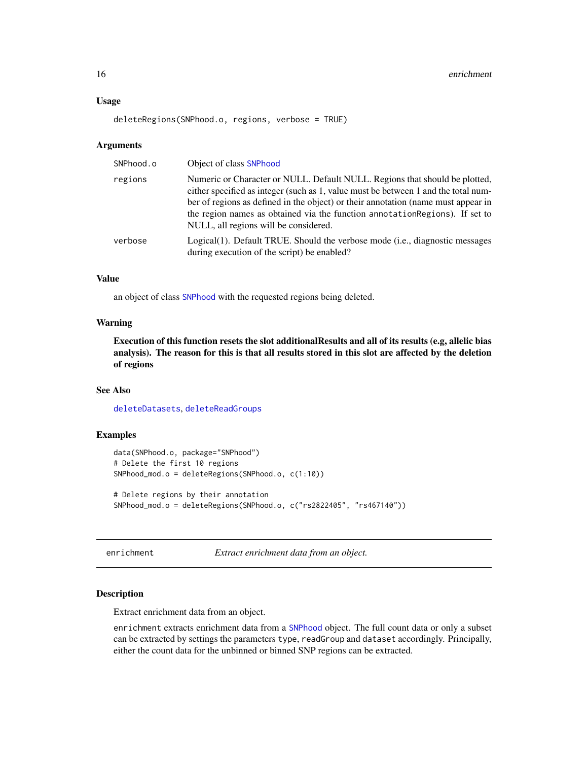### Usage

```
deleteRegions(SNPhood.o, regions, verbose = TRUE)
```

### Arguments

| | |
|---|---|
| SNPhood.o | Object of class SNPhood |
| regions | Numeric or Character or NULL. Default NULL. Regions that should be plotted, either specified as integer (such as 1, value must be between 1 and the total number of regions as defined in the object) or their annotation (name must appear in the region names as obtained via the function annotationRegions). If set to NULL, all regions will be considered. |
| verbose | Logical(1). Default TRUE. Should the verbose mode (i.e., diagnostic messages during execution of the script) be enabled? |

### Value

an object of class SNPhood with the requested regions being deleted.

### Warning

**Execution of this function resets the slot additionalResults and all of its results (e.g, allelic bias analysis). The reason for this is that all results stored in this slot are affected by the deletion of regions**

### See Also

deleteDatasets, deleteReadGroups

### Examples

```
data(SNPhood.o, package="SNPhood")
# Delete the first 10 regions
SNPhood_mod.o = deleteRegions(SNPhood.o, c(1:10))

# Delete regions by their annotation
SNPhood_mod.o = deleteRegions(SNPhood.o, c("rs2822405", "rs467140"))
```

---

## enrichment — *Extract enrichment data from an object.*

### Description

Extract enrichment data from an object.

enrichment extracts enrichment data from a SNPhood object. The full count data or only a subset can be extracted by settings the parameters type, readGroup and dataset accordingly. Principally, either the count data for the unbinned or binned SNP regions can be extracted.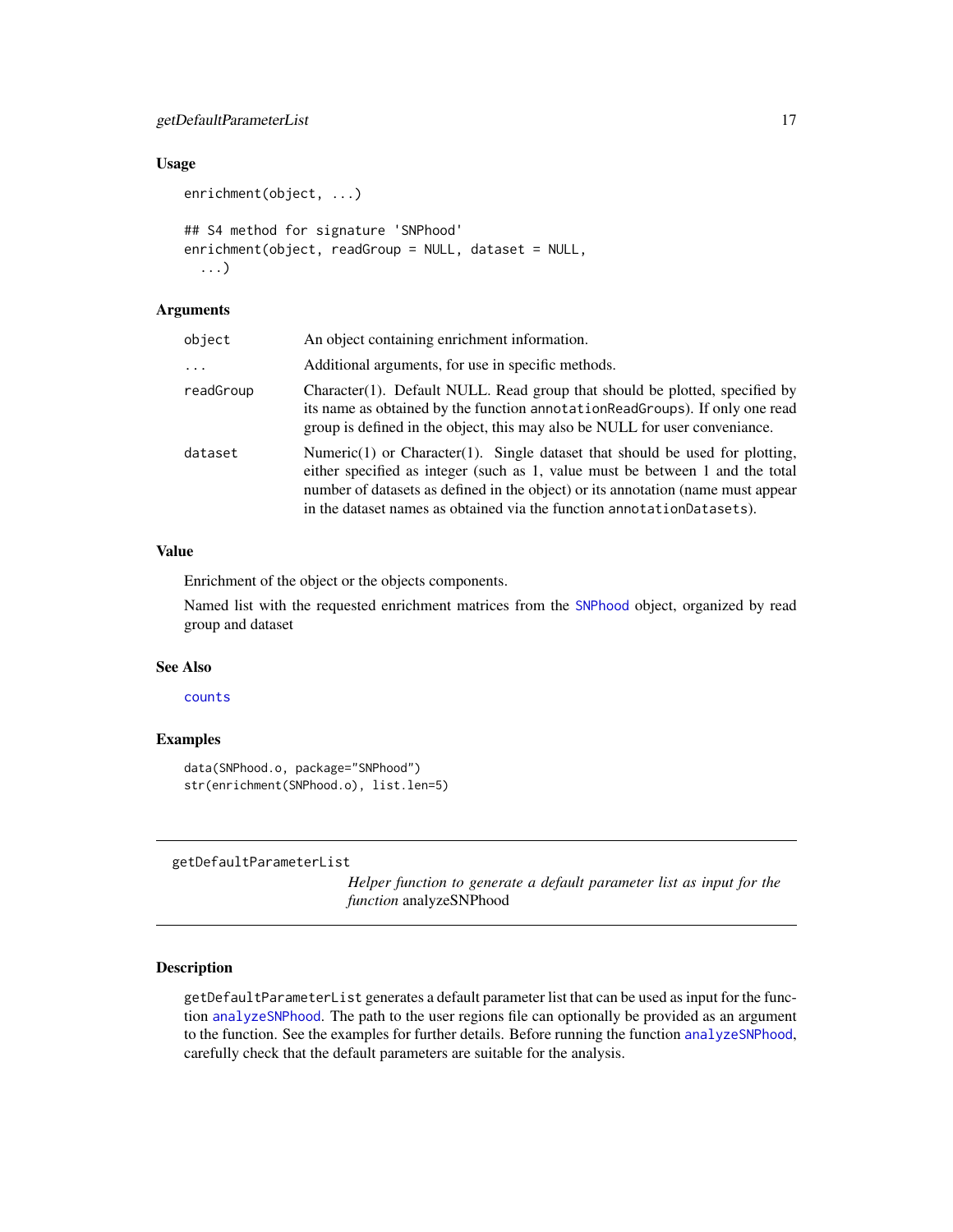### Usage

```
enrichment(object, ...)

## S4 method for signature 'SNPhood'
enrichment(object, readGroup = NULL, dataset = NULL,
  ...)
```

### Arguments

| | |
|---|---|
| object | An object containing enrichment information. |
| ... | Additional arguments, for use in specific methods. |
| readGroup | Character(1). Default NULL. Read group that should be plotted, specified by its name as obtained by the function `annotationReadGroups`). If only one read group is defined in the object, this may also be NULL for user conveniance. |
| dataset | Numeric(1) or Character(1). Single dataset that should be used for plotting, either specified as integer (such as 1, value must be between 1 and the total number of datasets as defined in the object) or its annotation (name must appear in the dataset names as obtained via the function `annotationDatasets`). |

### Value

Enrichment of the object or the objects components.

Named list with the requested enrichment matrices from the `SNPhood` object, organized by read group and dataset

### See Also

`counts`

### Examples

```
data(SNPhood.o, package="SNPhood")
str(enrichment(SNPhood.o), list.len=5)
```

---

## getDefaultParameterList

*Helper function to generate a default parameter list as input for the function* analyzeSNPhood

---

### Description

`getDefaultParameterList` generates a default parameter list that can be used as input for the function `analyzeSNPhood`. The path to the user regions file can optionally be provided as an argument to the function. See the examples for further details. Before running the function `analyzeSNPhood`, carefully check that the default parameters are suitable for the analysis.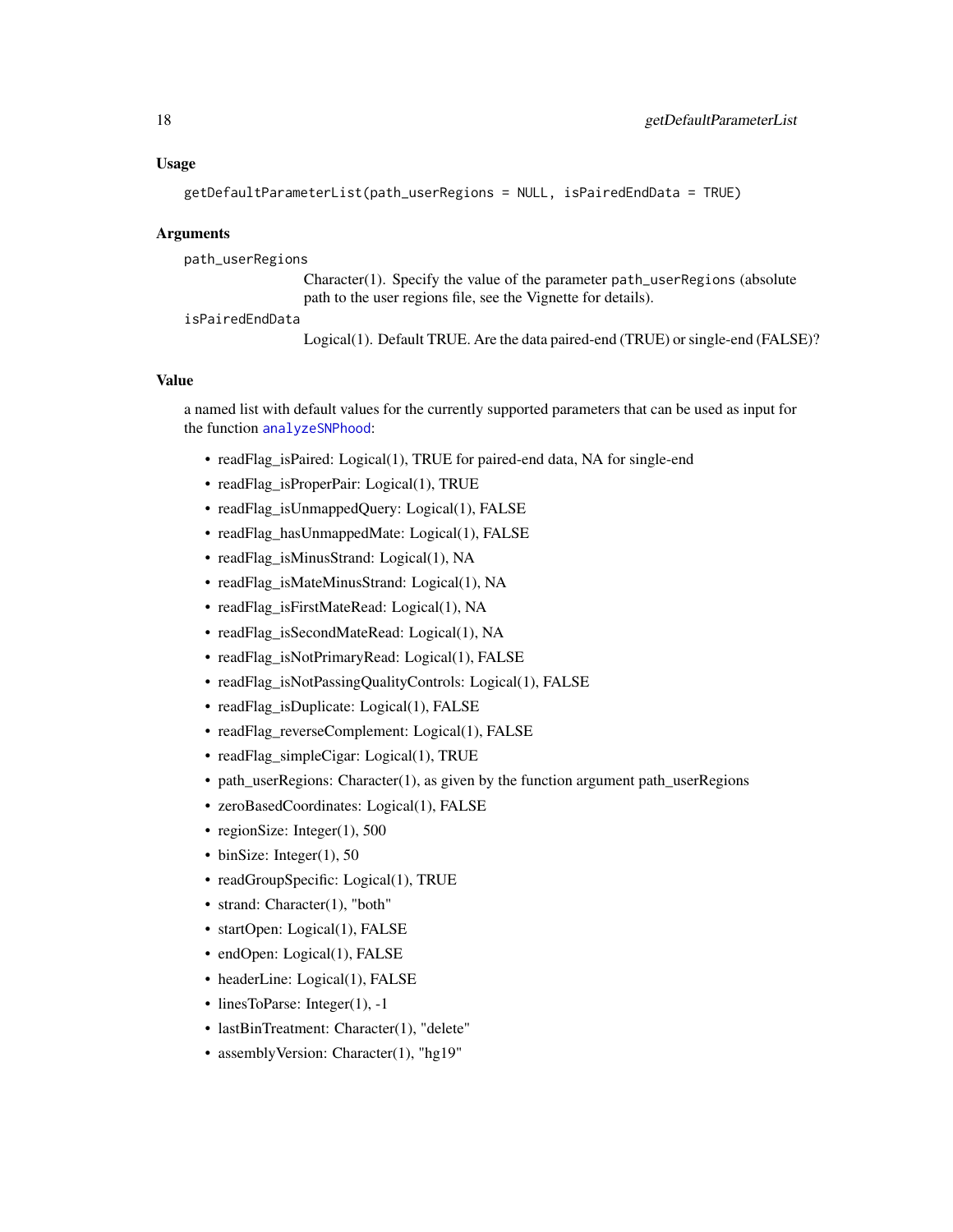## Usage

```
getDefaultParameterList(path_userRegions = NULL, isPairedEndData = TRUE)
```

## Arguments

`path_userRegions`
: Character(1). Specify the value of the parameter `path_userRegions` (absolute path to the user regions file, see the Vignette for details).

`isPairedEndData`
: Logical(1). Default TRUE. Are the data paired-end (TRUE) or single-end (FALSE)?

## Value

a named list with default values for the currently supported parameters that can be used as input for the function `analyzeSNPhood`:

- readFlag_isPaired: Logical(1), TRUE for paired-end data, NA for single-end
- readFlag_isProperPair: Logical(1), TRUE
- readFlag_isUnmappedQuery: Logical(1), FALSE
- readFlag_hasUnmappedMate: Logical(1), FALSE
- readFlag_isMinusStrand: Logical(1), NA
- readFlag_isMateMinusStrand: Logical(1), NA
- readFlag_isFirstMateRead: Logical(1), NA
- readFlag_isSecondMateRead: Logical(1), NA
- readFlag_isNotPrimaryRead: Logical(1), FALSE
- readFlag_isNotPassingQualityControls: Logical(1), FALSE
- readFlag_isDuplicate: Logical(1), FALSE
- readFlag_reverseComplement: Logical(1), FALSE
- readFlag_simpleCigar: Logical(1), TRUE
- path_userRegions: Character(1), as given by the function argument path_userRegions
- zeroBasedCoordinates: Logical(1), FALSE
- regionSize: Integer(1), 500
- binSize: Integer(1), 50
- readGroupSpecific: Logical(1), TRUE
- strand: Character(1), "both"
- startOpen: Logical(1), FALSE
- endOpen: Logical(1), FALSE
- headerLine: Logical(1), FALSE
- linesToParse: Integer(1), -1
- lastBinTreatment: Character(1), "delete"
- assemblyVersion: Character(1), "hg19"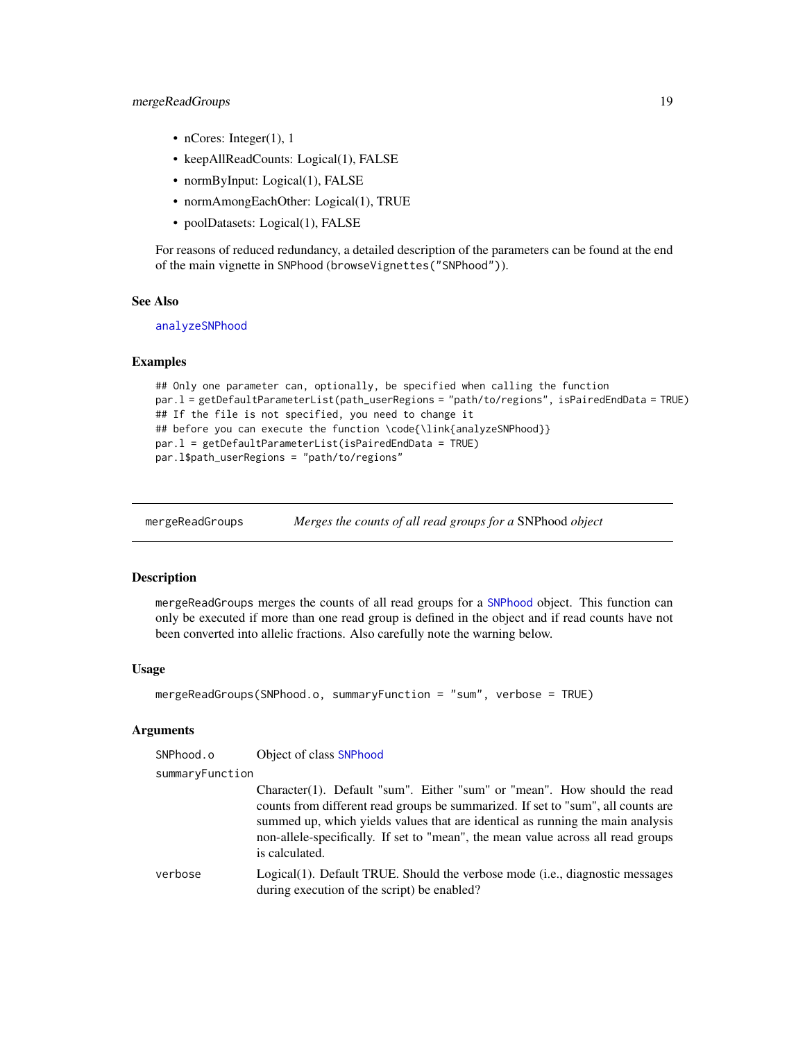- nCores: Integer(1), 1
- keepAllReadCounts: Logical(1), FALSE
- normByInput: Logical(1), FALSE
- normAmongEachOther: Logical(1), TRUE
- poolDatasets: Logical(1), FALSE

For reasons of reduced redundancy, a detailed description of the parameters can be found at the end of the main vignette in SNPhood (`browseVignettes("SNPhood")`).

### See Also

analyzeSNPhood

### Examples

```
## Only one parameter can, optionally, be specified when calling the function
par.l = getDefaultParameterList(path_userRegions = "path/to/regions", isPairedEndData = TRUE)
## If the file is not specified, you need to change it
## before you can execute the function \code{\link{analyzeSNPhood}}
par.l = getDefaultParameterList(isPairedEndData = TRUE)
par.l$path_userRegions = "path/to/regions"
```

---

## mergeReadGroups — *Merges the counts of all read groups for a* SNPhood *object*

### Description

`mergeReadGroups` merges the counts of all read groups for a SNPhood object. This function can only be executed if more than one read group is defined in the object and if read counts have not been converted into allelic fractions. Also carefully note the warning below.

### Usage

```
mergeReadGroups(SNPhood.o, summaryFunction = "sum", verbose = TRUE)
```

### Arguments

| | |
|---|---|
| SNPhood.o | Object of class SNPhood |
| summaryFunction | Character(1). Default "sum". Either "sum" or "mean". How should the read counts from different read groups be summarized. If set to "sum", all counts are summed up, which yields values that are identical as running the main analysis non-allele-specifically. If set to "mean", the mean value across all read groups is calculated. |
| verbose | Logical(1). Default TRUE. Should the verbose mode (i.e., diagnostic messages during execution of the script) be enabled? |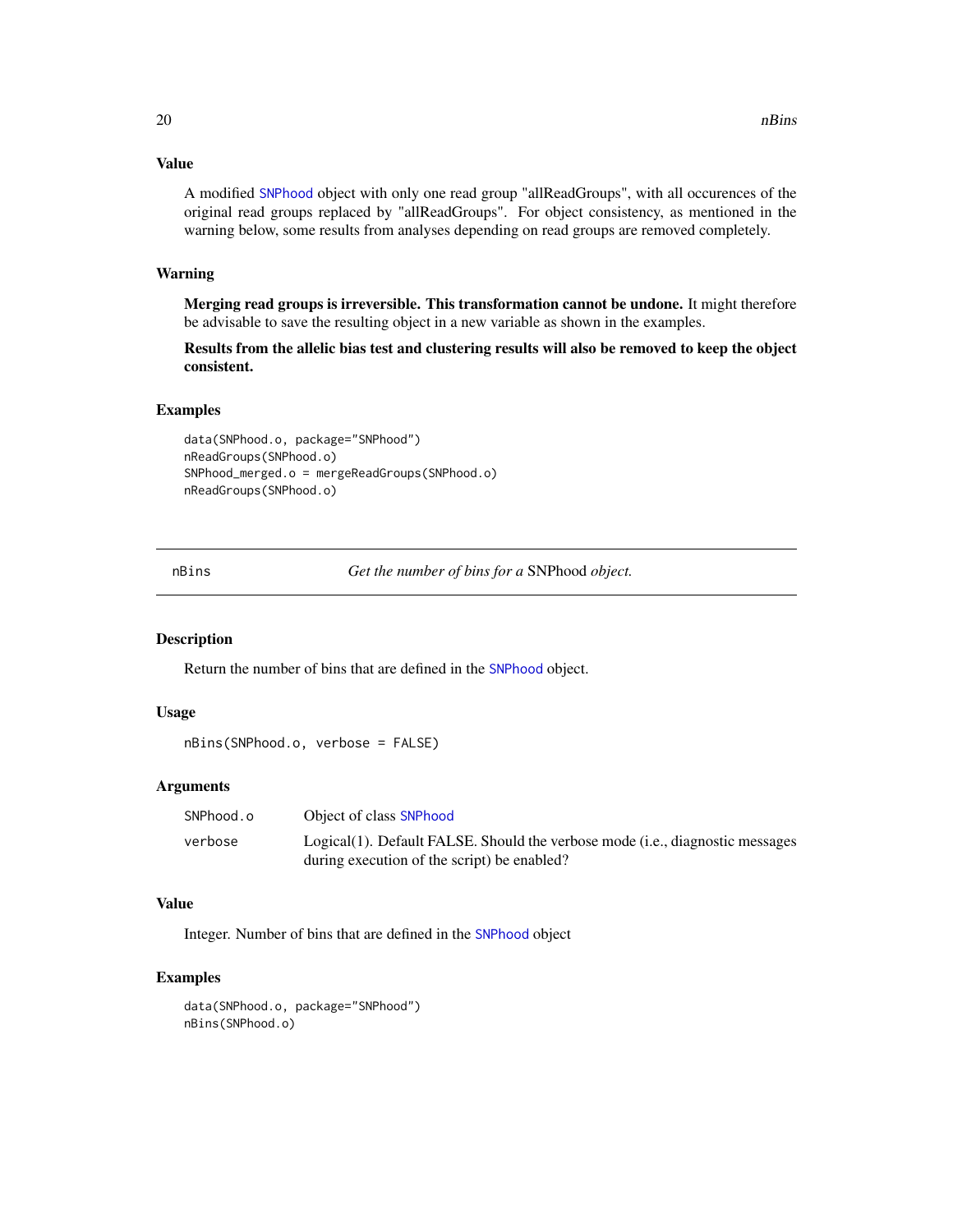### Value

A modified SNPhood object with only one read group "allReadGroups", with all occurences of the original read groups replaced by "allReadGroups". For object consistency, as mentioned in the warning below, some results from analyses depending on read groups are removed completely.

### Warning

**Merging read groups is irreversible. This transformation cannot be undone.** It might therefore be advisable to save the resulting object in a new variable as shown in the examples.

**Results from the allelic bias test and clustering results will also be removed to keep the object consistent.**

### Examples

```
data(SNPhood.o, package="SNPhood")
nReadGroups(SNPhood.o)
SNPhood_merged.o = mergeReadGroups(SNPhood.o)
nReadGroups(SNPhood.o)
```

---

## nBins — *Get the number of bins for a* SNPhood *object.*

---

### Description

Return the number of bins that are defined in the SNPhood object.

### Usage

```
nBins(SNPhood.o, verbose = FALSE)
```

### Arguments

| | |
|---|---|
| SNPhood.o | Object of class SNPhood |
| verbose | Logical(1). Default FALSE. Should the verbose mode (i.e., diagnostic messages during execution of the script) be enabled? |

### Value

Integer. Number of bins that are defined in the SNPhood object

### Examples

```
data(SNPhood.o, package="SNPhood")
nBins(SNPhood.o)
```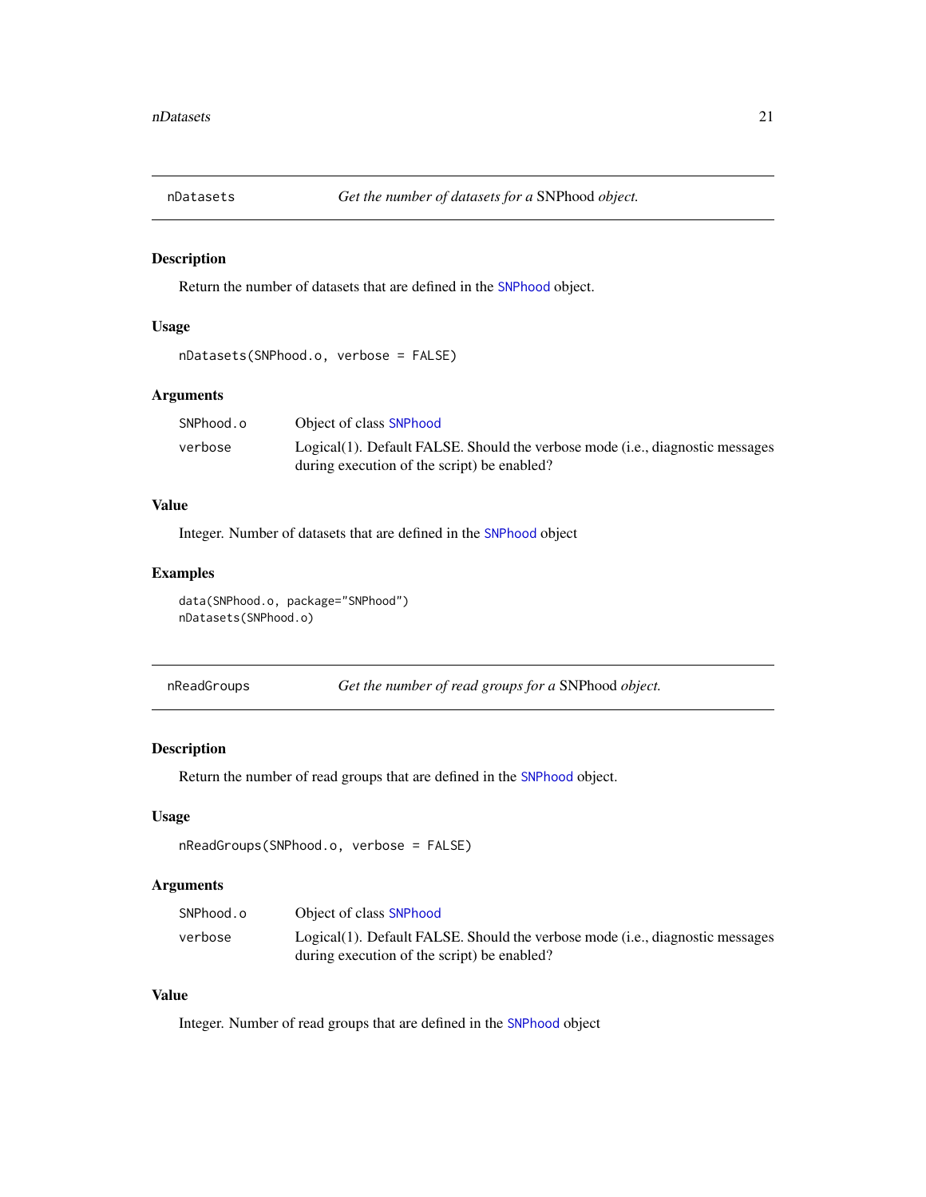## nDatasets — *Get the number of datasets for a* SNPhood *object.*

### Description

Return the number of datasets that are defined in the SNPhood object.

### Usage

```
nDatasets(SNPhood.o, verbose = FALSE)
```

### Arguments

| | |
|---|---|
| SNPhood.o | Object of class SNPhood |
| verbose | Logical(1). Default FALSE. Should the verbose mode (i.e., diagnostic messages during execution of the script) be enabled? |

### Value

Integer. Number of datasets that are defined in the SNPhood object

### Examples

```
data(SNPhood.o, package="SNPhood")
nDatasets(SNPhood.o)
```

## nReadGroups — *Get the number of read groups for a* SNPhood *object.*

### Description

Return the number of read groups that are defined in the SNPhood object.

### Usage

```
nReadGroups(SNPhood.o, verbose = FALSE)
```

### Arguments

| | |
|---|---|
| SNPhood.o | Object of class SNPhood |
| verbose | Logical(1). Default FALSE. Should the verbose mode (i.e., diagnostic messages during execution of the script) be enabled? |

### Value

Integer. Number of read groups that are defined in the SNPhood object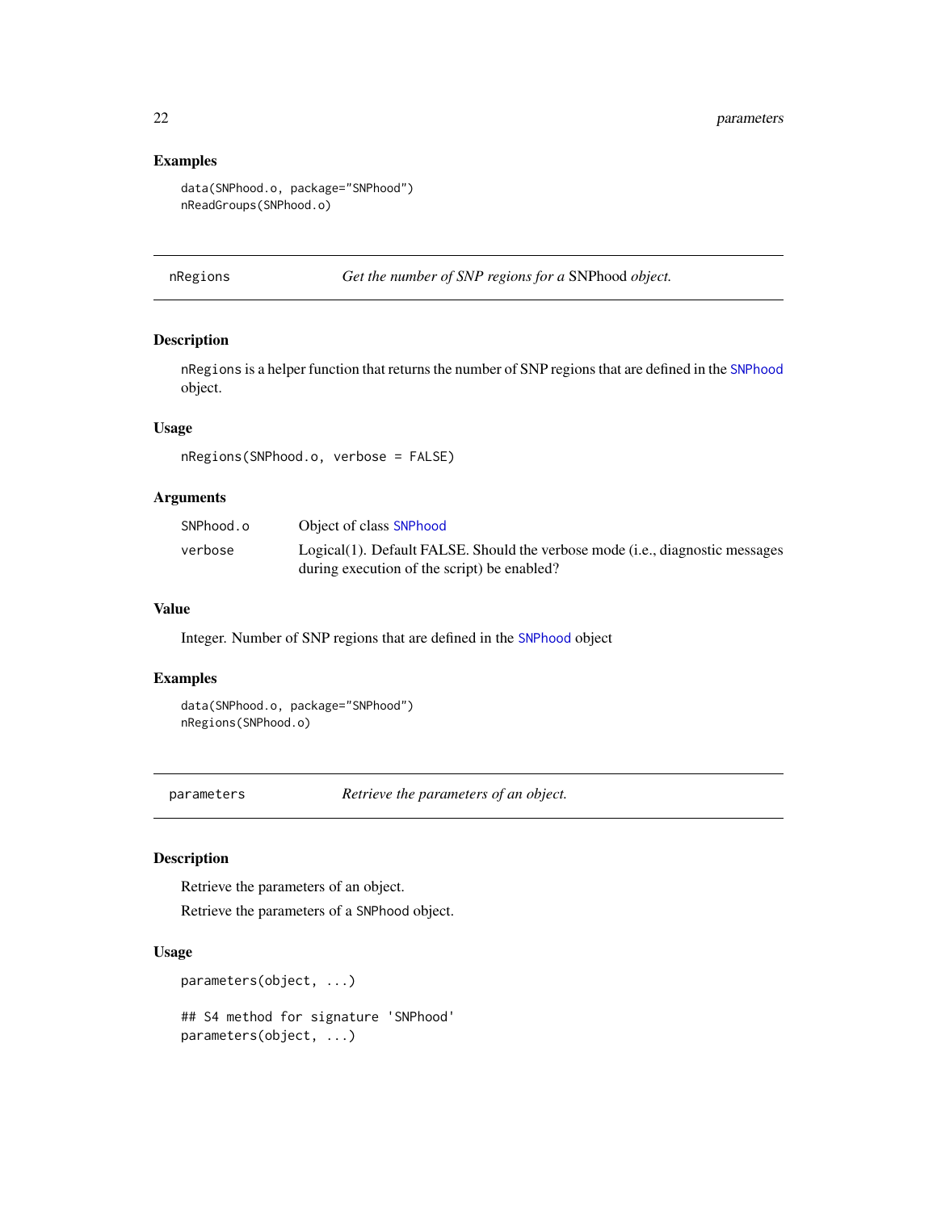### Examples

```
data(SNPhood.o, package="SNPhood")
nReadGroups(SNPhood.o)
```

---

## nRegions — *Get the number of SNP regions for a* SNPhood *object.*

---

### Description

`nRegions` is a helper function that returns the number of SNP regions that are defined in the SNPhood object.

### Usage

```
nRegions(SNPhood.o, verbose = FALSE)
```

### Arguments

| | |
|---|---|
| `SNPhood.o` | Object of class SNPhood |
| `verbose` | Logical(1). Default FALSE. Should the verbose mode (i.e., diagnostic messages during execution of the script) be enabled? |

### Value

Integer. Number of SNP regions that are defined in the SNPhood object

### Examples

```
data(SNPhood.o, package="SNPhood")
nRegions(SNPhood.o)
```

---

## parameters — *Retrieve the parameters of an object.*

---

### Description

Retrieve the parameters of an object.

Retrieve the parameters of a SNPhood object.

### Usage

```
parameters(object, ...)

## S4 method for signature 'SNPhood'
parameters(object, ...)
```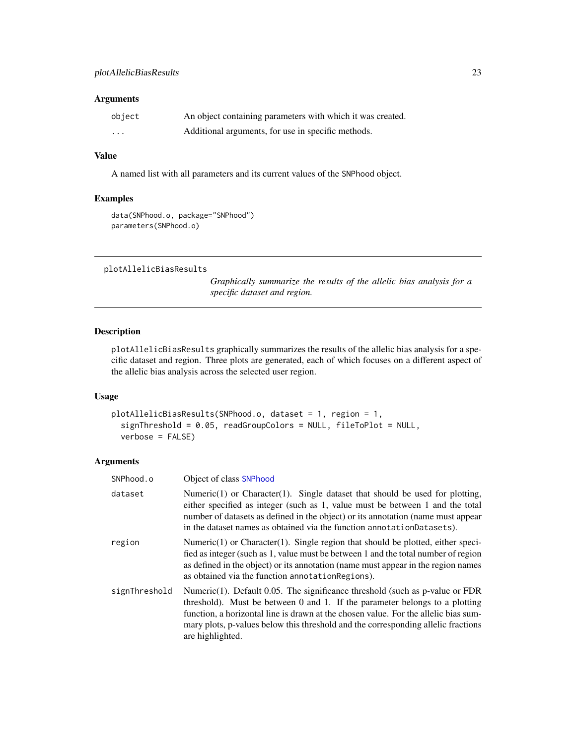### Arguments

| | |
|---|---|
| `object` | An object containing parameters with which it was created. |
| `...` | Additional arguments, for use in specific methods. |

### Value

A named list with all parameters and its current values of the `SNPhood` object.

### Examples

```
data(SNPhood.o, package="SNPhood")
parameters(SNPhood.o)
```

---

## plotAllelicBiasResults

*Graphically summarize the results of the allelic bias analysis for a specific dataset and region.*

---

### Description

`plotAllelicBiasResults` graphically summarizes the results of the allelic bias analysis for a specific dataset and region. Three plots are generated, each of which focuses on a different aspect of the allelic bias analysis across the selected user region.

### Usage

```
plotAllelicBiasResults(SNPhood.o, dataset = 1, region = 1,
  signThreshold = 0.05, readGroupColors = NULL, fileToPlot = NULL,
  verbose = FALSE)
```

### Arguments

| | |
|---|---|
| `SNPhood.o` | Object of class `SNPhood` |
| `dataset` | Numeric(1) or Character(1). Single dataset that should be used for plotting, either specified as integer (such as 1, value must be between 1 and the total number of datasets as defined in the object) or its annotation (name must appear in the dataset names as obtained via the function `annotationDatasets`). |
| `region` | Numeric(1) or Character(1). Single region that should be plotted, either specified as integer (such as 1, value must be between 1 and the total number of region as defined in the object) or its annotation (name must appear in the region names as obtained via the function `annotationRegions`). |
| `signThreshold` | Numeric(1). Default 0.05. The significance threshold (such as p-value or FDR threshold). Must be between 0 and 1. If the parameter belongs to a plotting function, a horizontal line is drawn at the chosen value. For the allelic bias summary plots, p-values below this threshold and the corresponding allelic fractions are highlighted. |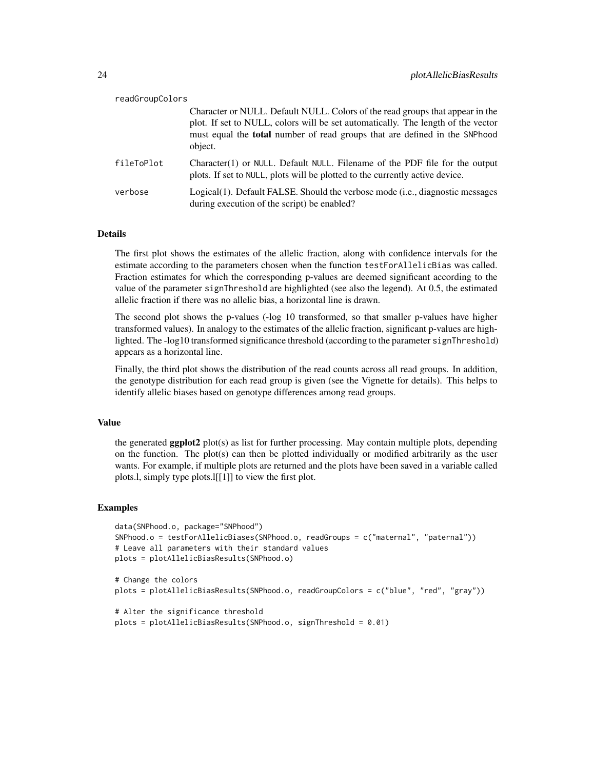readGroupColors
: Character or NULL. Default NULL. Colors of the read groups that appear in the plot. If set to NULL, colors will be set automatically. The length of the vector must equal the **total** number of read groups that are defined in the `SNPhood` object.

fileToPlot
: Character(1) or `NULL`. Default `NULL`. Filename of the PDF file for the output plots. If set to `NULL`, plots will be plotted to the currently active device.

verbose
: Logical(1). Default FALSE. Should the verbose mode (i.e., diagnostic messages during execution of the script) be enabled?

### Details

The first plot shows the estimates of the allelic fraction, along with confidence intervals for the estimate according to the parameters chosen when the function `testForAllelicBias` was called. Fraction estimates for which the corresponding p-values are deemed significant according to the value of the parameter `signThreshold` are highlighted (see also the legend). At 0.5, the estimated allelic fraction if there was no allelic bias, a horizontal line is drawn.

The second plot shows the p-values (-log 10 transformed, so that smaller p-values have higher transformed values). In analogy to the estimates of the allelic fraction, significant p-values are highlighted. The -log10 transformed significance threshold (according to the parameter `signThreshold`) appears as a horizontal line.

Finally, the third plot shows the distribution of the read counts across all read groups. In addition, the genotype distribution for each read group is given (see the Vignette for details). This helps to identify allelic biases based on genotype differences among read groups.

### Value

the generated **ggplot2** plot(s) as list for further processing. May contain multiple plots, depending on the function. The plot(s) can then be plotted individually or modified arbitrarily as the user wants. For example, if multiple plots are returned and the plots have been saved in a variable called plots.l, simply type plots.l[[1]] to view the first plot.

### Examples

```
data(SNPhood.o, package="SNPhood")
SNPhood.o = testForAllelicBiases(SNPhood.o, readGroups = c("maternal", "paternal"))
# Leave all parameters with their standard values
plots = plotAllelicBiasResults(SNPhood.o)

# Change the colors
plots = plotAllelicBiasResults(SNPhood.o, readGroupColors = c("blue", "red", "gray"))

# Alter the significance threshold
plots = plotAllelicBiasResults(SNPhood.o, signThreshold = 0.01)
```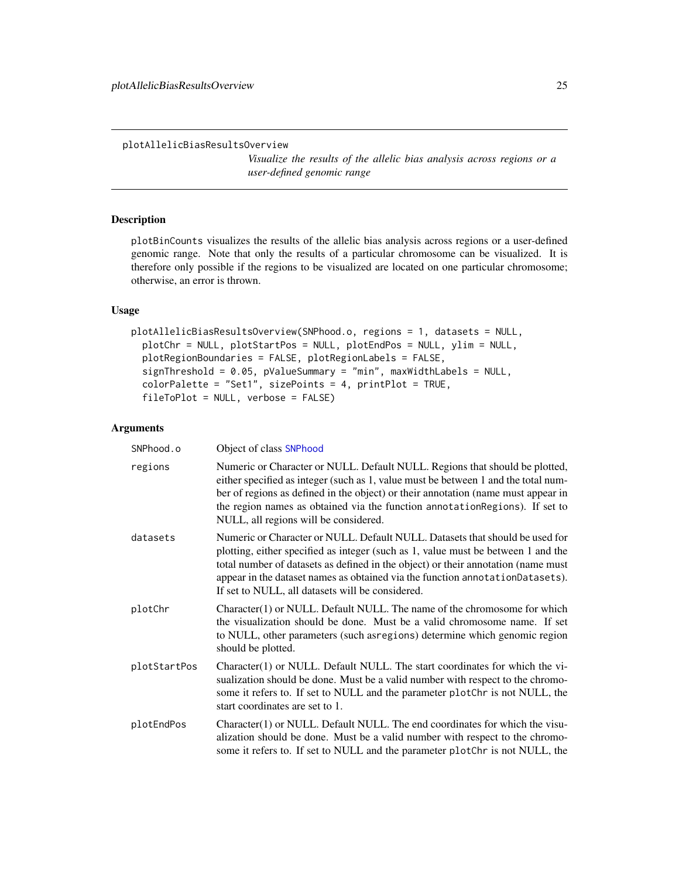`plotAllelicBiasResultsOverview`

*Visualize the results of the allelic bias analysis across regions or a user-defined genomic range*

## Description

`plotBinCounts` visualizes the results of the allelic bias analysis across regions or a user-defined genomic range. Note that only the results of a particular chromosome can be visualized. It is therefore only possible if the regions to be visualized are located on one particular chromosome; otherwise, an error is thrown.

## Usage

```
plotAllelicBiasResultsOverview(SNPhood.o, regions = 1, datasets = NULL,
  plotChr = NULL, plotStartPos = NULL, plotEndPos = NULL, ylim = NULL,
  plotRegionBoundaries = FALSE, plotRegionLabels = FALSE,
  signThreshold = 0.05, pValueSummary = "min", maxWidthLabels = NULL,
  colorPalette = "Set1", sizePoints = 4, printPlot = TRUE,
  fileToPlot = NULL, verbose = FALSE)
```

## Arguments

| | |
|---|---|
| `SNPhood.o` | Object of class `SNPhood` |
| `regions` | Numeric or Character or NULL. Default NULL. Regions that should be plotted, either specified as integer (such as 1, value must be between 1 and the total number of regions as defined in the object) or their annotation (name must appear in the region names as obtained via the function `annotationRegions`). If set to NULL, all regions will be considered. |
| `datasets` | Numeric or Character or NULL. Default NULL. Datasets that should be used for plotting, either specified as integer (such as 1, value must be between 1 and the total number of datasets as defined in the object) or their annotation (name must appear in the dataset names as obtained via the function `annotationDatasets`). If set to NULL, all datasets will be considered. |
| `plotChr` | Character(1) or NULL. Default NULL. The name of the chromosome for which the visualization should be done. Must be a valid chromosome name. If set to NULL, other parameters (such as`regions`) determine which genomic region should be plotted. |
| `plotStartPos` | Character(1) or NULL. Default NULL. The start coordinates for which the visualization should be done. Must be a valid number with respect to the chromosome it refers to. If set to NULL and the parameter `plotChr` is not NULL, the start coordinates are set to 1. |
| `plotEndPos` | Character(1) or NULL. Default NULL. The end coordinates for which the visualization should be done. Must be a valid number with respect to the chromosome it refers to. If set to NULL and the parameter `plotChr` is not NULL, the |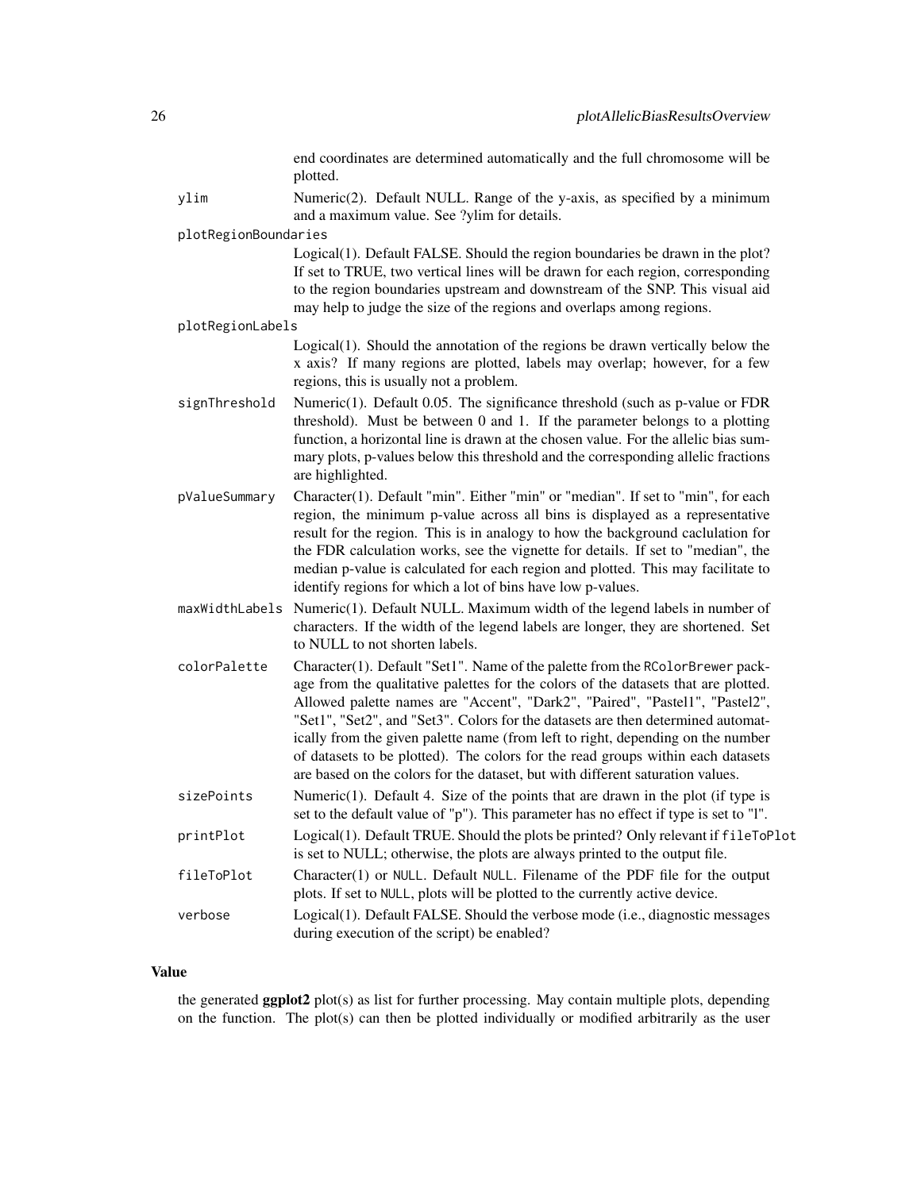end coordinates are determined automatically and the full chromosome will be plotted.

`ylim`
: Numeric(2). Default NULL. Range of the y-axis, as specified by a minimum and a maximum value. See ?ylim for details.

`plotRegionBoundaries`
: Logical(1). Default FALSE. Should the region boundaries be drawn in the plot? If set to TRUE, two vertical lines will be drawn for each region, corresponding to the region boundaries upstream and downstream of the SNP. This visual aid may help to judge the size of the regions and overlaps among regions.

`plotRegionLabels`
: Logical(1). Should the annotation of the regions be drawn vertically below the x axis? If many regions are plotted, labels may overlap; however, for a few regions, this is usually not a problem.

`signThreshold`
: Numeric(1). Default 0.05. The significance threshold (such as p-value or FDR threshold). Must be between 0 and 1. If the parameter belongs to a plotting function, a horizontal line is drawn at the chosen value. For the allelic bias summary plots, p-values below this threshold and the corresponding allelic fractions are highlighted.

`pValueSummary`
: Character(1). Default "min". Either "min" or "median". If set to "min", for each region, the minimum p-value across all bins is displayed as a representative result for the region. This is in analogy to how the background caclulation for the FDR calculation works, see the vignette for details. If set to "median", the median p-value is calculated for each region and plotted. This may facilitate to identify regions for which a lot of bins have low p-values.

`maxWidthLabels`
: Numeric(1). Default NULL. Maximum width of the legend labels in number of characters. If the width of the legend labels are longer, they are shortened. Set to NULL to not shorten labels.

`colorPalette`
: Character(1). Default "Set1". Name of the palette from the `RColorBrewer` package from the qualitative palettes for the colors of the datasets that are plotted. Allowed palette names are "Accent", "Dark2", "Paired", "Pastel1", "Pastel2", "Set1", "Set2", and "Set3". Colors for the datasets are then determined automatically from the given palette name (from left to right, depending on the number of datasets to be plotted). The colors for the read groups within each datasets are based on the colors for the dataset, but with different saturation values.

`sizePoints`
: Numeric(1). Default 4. Size of the points that are drawn in the plot (if type is set to the default value of "p"). This parameter has no effect if type is set to "l".

`printPlot`
: Logical(1). Default TRUE. Should the plots be printed? Only relevant if `fileToPlot` is set to NULL; otherwise, the plots are always printed to the output file.

`fileToPlot`
: Character(1) or `NULL`. Default `NULL`. Filename of the PDF file for the output plots. If set to `NULL`, plots will be plotted to the currently active device.

`verbose`
: Logical(1). Default FALSE. Should the verbose mode (i.e., diagnostic messages during execution of the script) be enabled?

## Value

the generated **ggplot2** plot(s) as list for further processing. May contain multiple plots, depending on the function. The plot(s) can then be plotted individually or modified arbitrarily as the user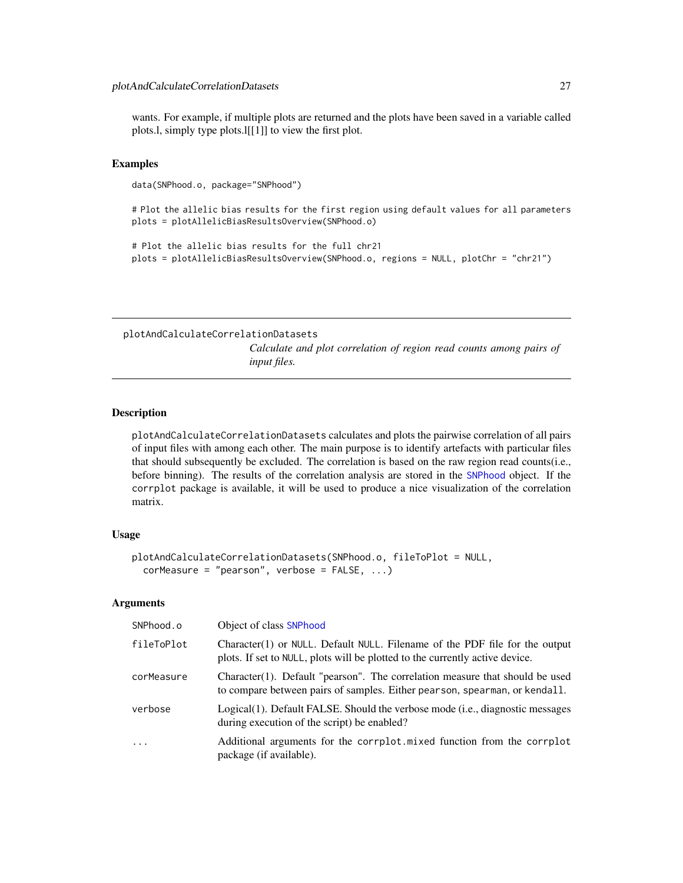wants. For example, if multiple plots are returned and the plots have been saved in a variable called plots.l, simply type plots.l[[1]] to view the first plot.

### Examples

```
data(SNPhood.o, package="SNPhood")

# Plot the allelic bias results for the first region using default values for all parameters
plots = plotAllelicBiasResultsOverview(SNPhood.o)

# Plot the allelic bias results for the full chr21
plots = plotAllelicBiasResultsOverview(SNPhood.o, regions = NULL, plotChr = "chr21")
```

---

## plotAndCalculateCorrelationDatasets

*Calculate and plot correlation of region read counts among pairs of input files.*

---

### Description

`plotAndCalculateCorrelationDatasets` calculates and plots the pairwise correlation of all pairs of input files with among each other. The main purpose is to identify artefacts with particular files that should subsequently be excluded. The correlation is based on the raw region read counts(i.e., before binning). The results of the correlation analysis are stored in the `SNPhood` object. If the `corrplot` package is available, it will be used to produce a nice visualization of the correlation matrix.

### Usage

```
plotAndCalculateCorrelationDatasets(SNPhood.o, fileToPlot = NULL,
  corMeasure = "pearson", verbose = FALSE, ...)
```

### Arguments

| | |
|---|---|
| `SNPhood.o` | Object of class `SNPhood` |
| `fileToPlot` | Character(1) or `NULL`. Default `NULL`. Filename of the PDF file for the output plots. If set to `NULL`, plots will be plotted to the currently active device. |
| `corMeasure` | Character(1). Default "pearson". The correlation measure that should be used to compare between pairs of samples. Either `pearson`, `spearman`, or `kendall`. |
| `verbose` | Logical(1). Default FALSE. Should the verbose mode (i.e., diagnostic messages during execution of the script) be enabled? |
| `...` | Additional arguments for the `corrplot.mixed` function from the `corrplot` package (if available). |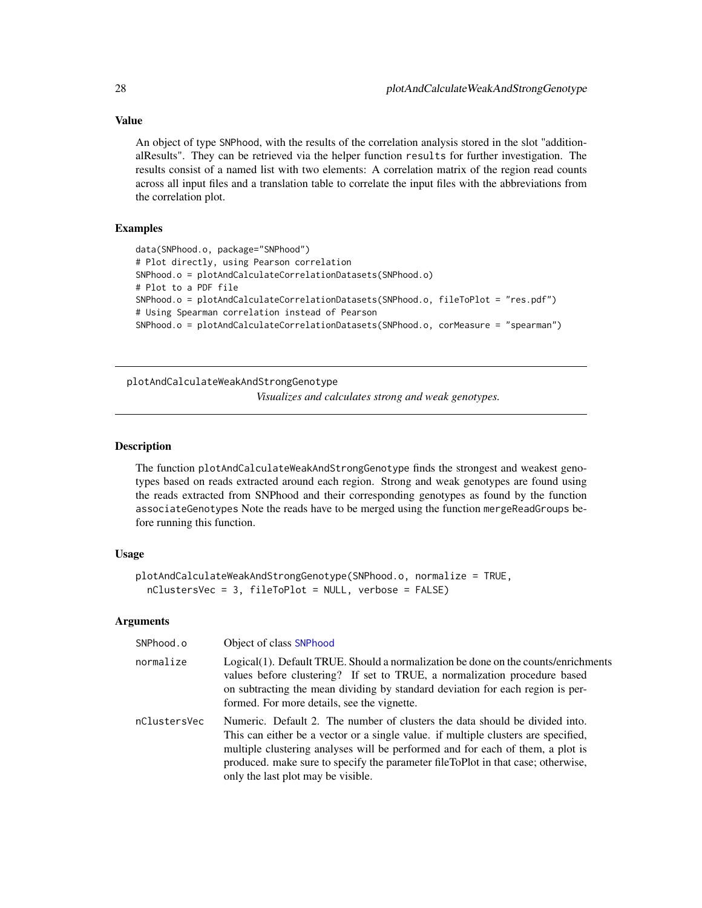### Value

An object of type SNPhood, with the results of the correlation analysis stored in the slot "additionalResults". They can be retrieved via the helper function results for further investigation. The results consist of a named list with two elements: A correlation matrix of the region read counts across all input files and a translation table to correlate the input files with the abbreviations from the correlation plot.

### Examples

```
data(SNPhood.o, package="SNPhood")
# Plot directly, using Pearson correlation
SNPhood.o = plotAndCalculateCorrelationDatasets(SNPhood.o)
# Plot to a PDF file
SNPhood.o = plotAndCalculateCorrelationDatasets(SNPhood.o, fileToPlot = "res.pdf")
# Using Spearman correlation instead of Pearson
SNPhood.o = plotAndCalculateCorrelationDatasets(SNPhood.o, corMeasure = "spearman")
```

---

## plotAndCalculateWeakAndStrongGenotype

*Visualizes and calculates strong and weak genotypes.*

---

### Description

The function plotAndCalculateWeakAndStrongGenotype finds the strongest and weakest genotypes based on reads extracted around each region. Strong and weak genotypes are found using the reads extracted from SNPhood and their corresponding genotypes as found by the function associateGenotypes Note the reads have to be merged using the function mergeReadGroups before running this function.

### Usage

```
plotAndCalculateWeakAndStrongGenotype(SNPhood.o, normalize = TRUE,
  nClustersVec = 3, fileToPlot = NULL, verbose = FALSE)
```

### Arguments

| | |
|---|---|
| SNPhood.o | Object of class SNPhood |
| normalize | Logical(1). Default TRUE. Should a normalization be done on the counts/enrichments values before clustering? If set to TRUE, a normalization procedure based on subtracting the mean dividing by standard deviation for each region is performed. For more details, see the vignette. |
| nClustersVec | Numeric. Default 2. The number of clusters the data should be divided into. This can either be a vector or a single value. if multiple clusters are specified, multiple clustering analyses will be performed and for each of them, a plot is produced. make sure to specify the parameter fileToPlot in that case; otherwise, only the last plot may be visible. |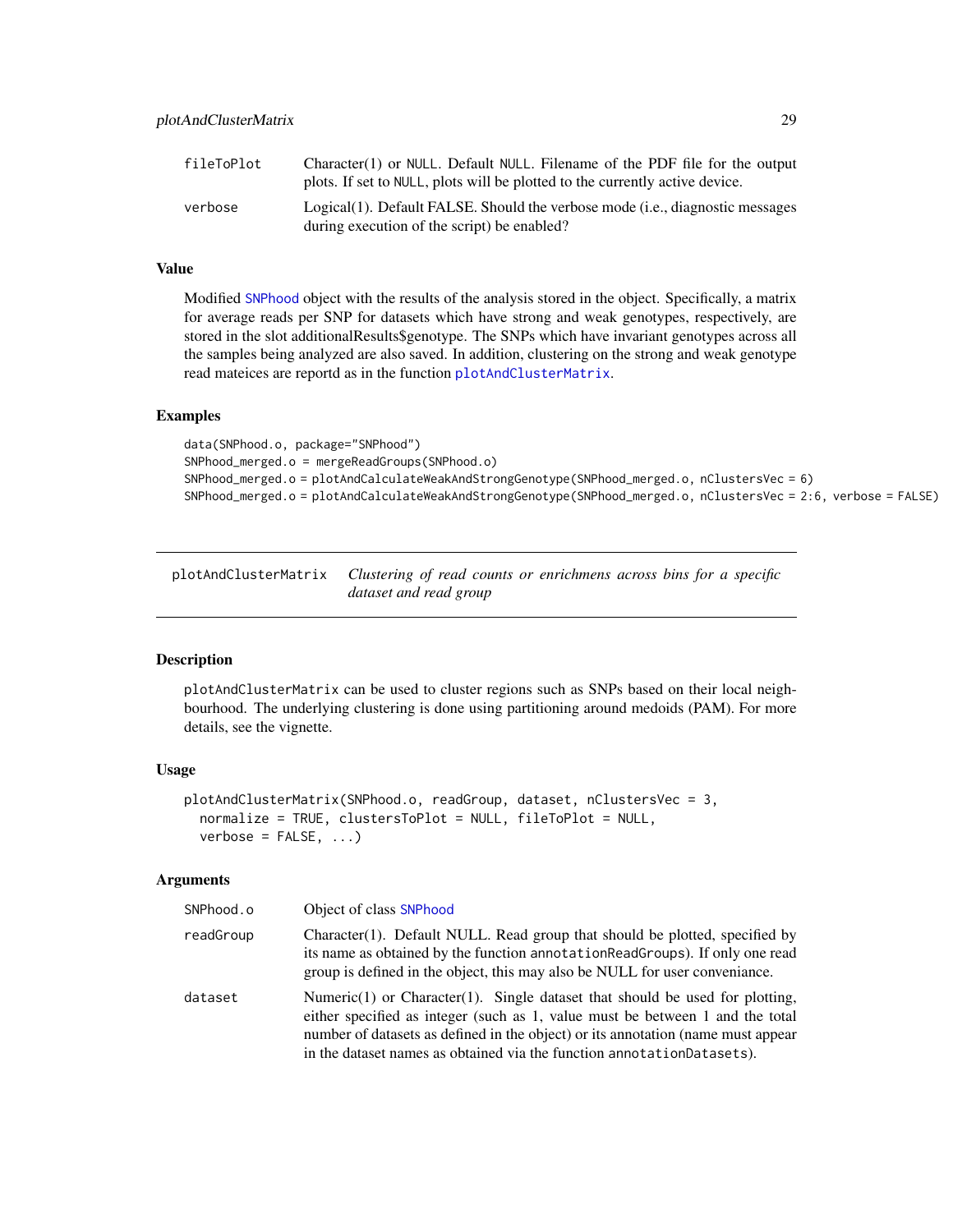| | |
|---|---|
| fileToPlot | Character(1) or NULL. Default NULL. Filename of the PDF file for the output plots. If set to NULL, plots will be plotted to the currently active device. |
| verbose | Logical(1). Default FALSE. Should the verbose mode (i.e., diagnostic messages during execution of the script) be enabled? |

### Value

Modified SNPhood object with the results of the analysis stored in the object. Specifically, a matrix for average reads per SNP for datasets which have strong and weak genotypes, respectively, are stored in the slot additionalResults$genotype. The SNPs which have invariant genotypes across all the samples being analyzed are also saved. In addition, clustering on the strong and weak genotype read mateices are reportd as in the function plotAndClusterMatrix.

### Examples

```
data(SNPhood.o, package="SNPhood")
SNPhood_merged.o = mergeReadGroups(SNPhood.o)
SNPhood_merged.o = plotAndCalculateWeakAndStrongGenotype(SNPhood_merged.o, nClustersVec = 6)
SNPhood_merged.o = plotAndCalculateWeakAndStrongGenotype(SNPhood_merged.o, nClustersVec = 2:6, verbose = FALSE)
```

---

## plotAndClusterMatrix — *Clustering of read counts or enrichmens across bins for a specific dataset and read group*

---

### Description

plotAndClusterMatrix can be used to cluster regions such as SNPs based on their local neighbourhood. The underlying clustering is done using partitioning around medoids (PAM). For more details, see the vignette.

### Usage

```
plotAndClusterMatrix(SNPhood.o, readGroup, dataset, nClustersVec = 3,
  normalize = TRUE, clustersToPlot = NULL, fileToPlot = NULL,
  verbose = FALSE, ...)
```

### Arguments

| | |
|---|---|
| SNPhood.o | Object of class SNPhood |
| readGroup | Character(1). Default NULL. Read group that should be plotted, specified by its name as obtained by the function annotationReadGroups). If only one read group is defined in the object, this may also be NULL for user conveniance. |
| dataset | Numeric(1) or Character(1). Single dataset that should be used for plotting, either specified as integer (such as 1, value must be between 1 and the total number of datasets as defined in the object) or its annotation (name must appear in the dataset names as obtained via the function annotationDatasets). |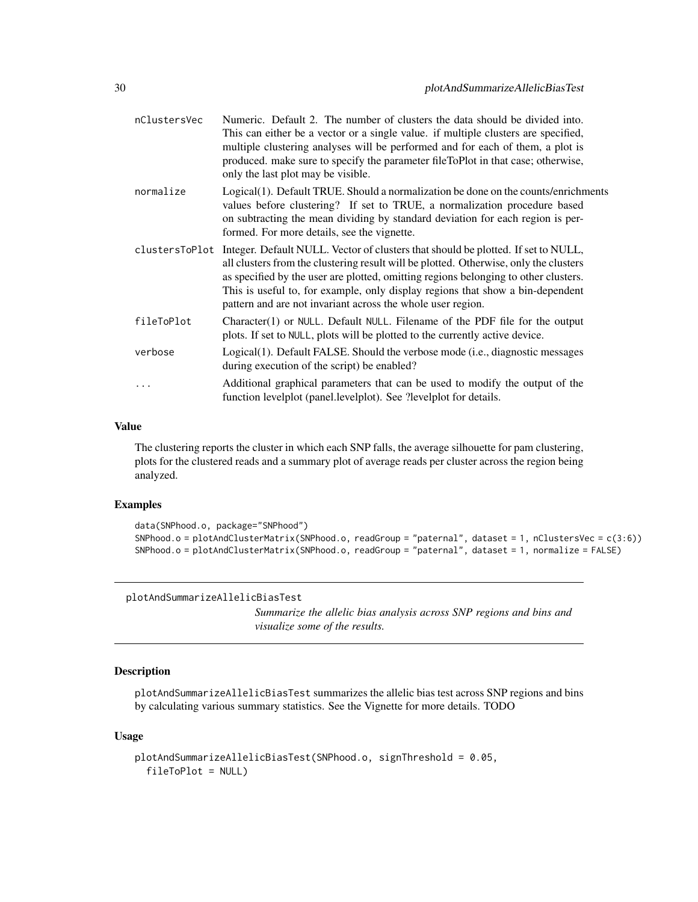| | |
|---|---|
| nClustersVec | Numeric. Default 2. The number of clusters the data should be divided into. This can either be a vector or a single value. if multiple clusters are specified, multiple clustering analyses will be performed and for each of them, a plot is produced. make sure to specify the parameter fileToPlot in that case; otherwise, only the last plot may be visible. |
| normalize | Logical(1). Default TRUE. Should a normalization be done on the counts/enrichments values before clustering? If set to TRUE, a normalization procedure based on subtracting the mean dividing by standard deviation for each region is performed. For more details, see the vignette. |
| clustersToPlot | Integer. Default NULL. Vector of clusters that should be plotted. If set to NULL, all clusters from the clustering result will be plotted. Otherwise, only the clusters as specified by the user are plotted, omitting regions belonging to other clusters. This is useful to, for example, only display regions that show a bin-dependent pattern and are not invariant across the whole user region. |
| fileToPlot | Character(1) or NULL. Default NULL. Filename of the PDF file for the output plots. If set to NULL, plots will be plotted to the currently active device. |
| verbose | Logical(1). Default FALSE. Should the verbose mode (i.e., diagnostic messages during execution of the script) be enabled? |
| ... | Additional graphical parameters that can be used to modify the output of the function levelplot (panel.levelplot). See ?levelplot for details. |

### Value

The clustering reports the cluster in which each SNP falls, the average silhouette for pam clustering, plots for the clustered reads and a summary plot of average reads per cluster across the region being analyzed.

### Examples

```
data(SNPhood.o, package="SNPhood")
SNPhood.o = plotAndClusterMatrix(SNPhood.o, readGroup = "paternal", dataset = 1, nClustersVec = c(3:6))
SNPhood.o = plotAndClusterMatrix(SNPhood.o, readGroup = "paternal", dataset = 1, normalize = FALSE)
```

---

## plotAndSummarizeAllelicBiasTest

*Summarize the allelic bias analysis across SNP regions and bins and visualize some of the results.*

### Description

plotAndSummarizeAllelicBiasTest summarizes the allelic bias test across SNP regions and bins by calculating various summary statistics. See the Vignette for more details. TODO

### Usage

```
plotAndSummarizeAllelicBiasTest(SNPhood.o, signThreshold = 0.05,
  fileToPlot = NULL)
```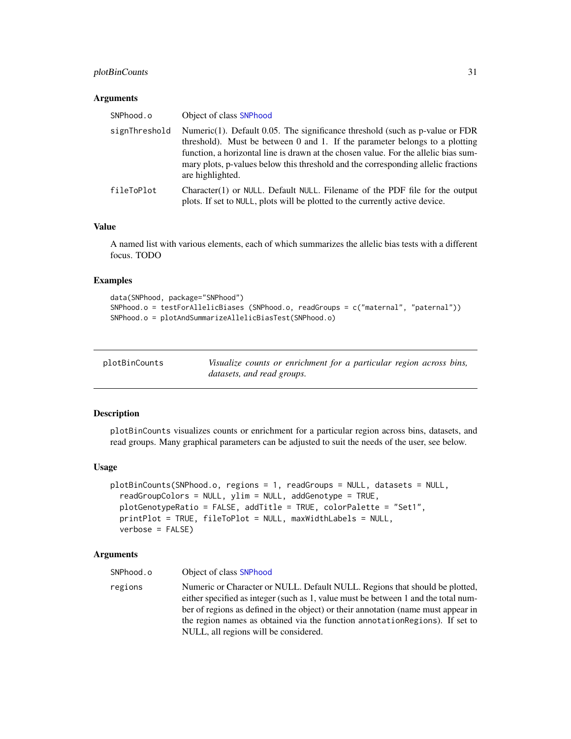### Arguments

| | |
|---|---|
| SNPhood.o | Object of class SNPhood |
| signThreshold | Numeric(1). Default 0.05. The significance threshold (such as p-value or FDR threshold). Must be between 0 and 1. If the parameter belongs to a plotting function, a horizontal line is drawn at the chosen value. For the allelic bias summary plots, p-values below this threshold and the corresponding allelic fractions are highlighted. |
| fileToPlot | Character(1) or NULL. Default NULL. Filename of the PDF file for the output plots. If set to NULL, plots will be plotted to the currently active device. |

### Value

A named list with various elements, each of which summarizes the allelic bias tests with a different focus. TODO

### Examples

```
data(SNPhood, package="SNPhood")
SNPhood.o = testForAllelicBiases (SNPhood.o, readGroups = c("maternal", "paternal"))
SNPhood.o = plotAndSummarizeAllelicBiasTest(SNPhood.o)
```

---

## plotBinCounts

*Visualize counts or enrichment for a particular region across bins, datasets, and read groups.*

---

### Description

plotBinCounts visualizes counts or enrichment for a particular region across bins, datasets, and read groups. Many graphical parameters can be adjusted to suit the needs of the user, see below.

### Usage

```
plotBinCounts(SNPhood.o, regions = 1, readGroups = NULL, datasets = NULL,
  readGroupColors = NULL, ylim = NULL, addGenotype = TRUE,
  plotGenotypeRatio = FALSE, addTitle = TRUE, colorPalette = "Set1",
  printPlot = TRUE, fileToPlot = NULL, maxWidthLabels = NULL,
  verbose = FALSE)
```

### Arguments

| | |
|---|---|
| SNPhood.o | Object of class SNPhood |
| regions | Numeric or Character or NULL. Default NULL. Regions that should be plotted, either specified as integer (such as 1, value must be between 1 and the total number of regions as defined in the object) or their annotation (name must appear in the region names as obtained via the function annotationRegions). If set to NULL, all regions will be considered. |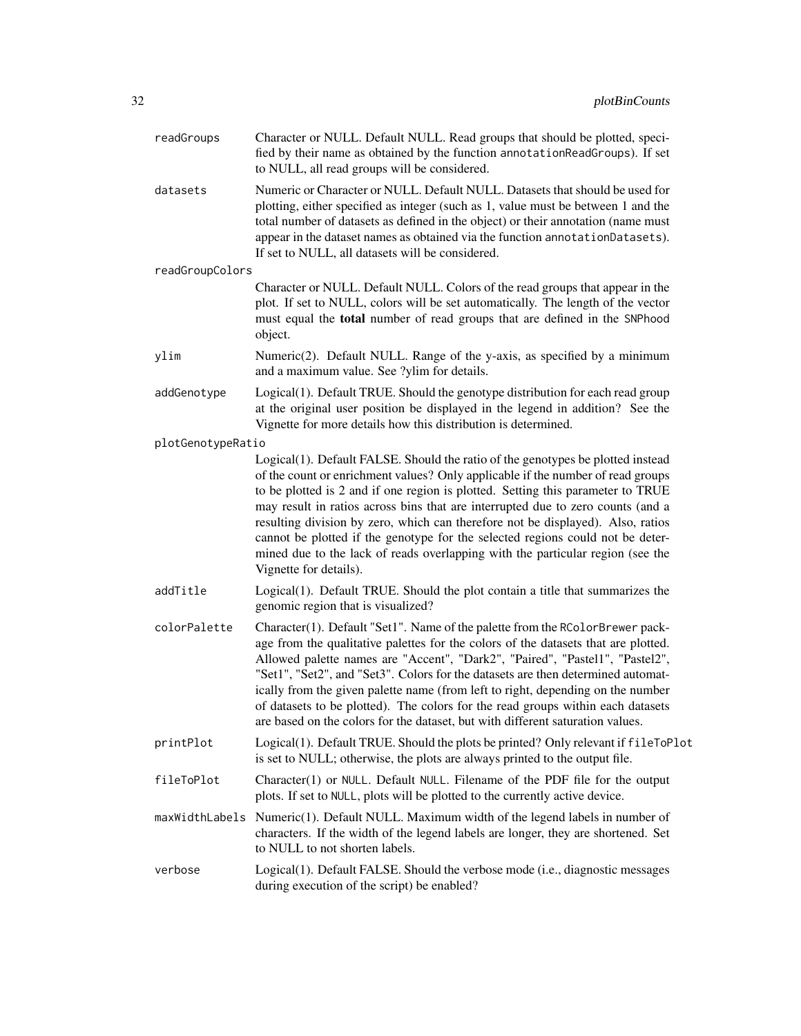| | |
|---|---|
| `readGroups` | Character or NULL. Default NULL. Read groups that should be plotted, specified by their name as obtained by the function `annotationReadGroups`). If set to NULL, all read groups will be considered. |
| `datasets` | Numeric or Character or NULL. Default NULL. Datasets that should be used for plotting, either specified as integer (such as 1, value must be between 1 and the total number of datasets as defined in the object) or their annotation (name must appear in the dataset names as obtained via the function `annotationDatasets`). If set to NULL, all datasets will be considered. |
| `readGroupColors` | Character or NULL. Default NULL. Colors of the read groups that appear in the plot. If set to NULL, colors will be set automatically. The length of the vector must equal the **total** number of read groups that are defined in the `SNPhood` object. |
| `ylim` | Numeric(2). Default NULL. Range of the y-axis, as specified by a minimum and a maximum value. See ?ylim for details. |
| `addGenotype` | Logical(1). Default TRUE. Should the genotype distribution for each read group at the original user position be displayed in the legend in addition? See the Vignette for more details how this distribution is determined. |
| `plotGenotypeRatio` | Logical(1). Default FALSE. Should the ratio of the genotypes be plotted instead of the count or enrichment values? Only applicable if the number of read groups to be plotted is 2 and if one region is plotted. Setting this parameter to TRUE may result in ratios across bins that are interrupted due to zero counts (and a resulting division by zero, which can therefore not be displayed). Also, ratios cannot be plotted if the genotype for the selected regions could not be determined due to the lack of reads overlapping with the particular region (see the Vignette for details). |
| `addTitle` | Logical(1). Default TRUE. Should the plot contain a title that summarizes the genomic region that is visualized? |
| `colorPalette` | Character(1). Default "Set1". Name of the palette from the `RColorBrewer` package from the qualitative palettes for the colors of the datasets that are plotted. Allowed palette names are "Accent", "Dark2", "Paired", "Pastel1", "Pastel2", "Set1", "Set2", and "Set3". Colors for the datasets are then determined automatically from the given palette name (from left to right, depending on the number of datasets to be plotted). The colors for the read groups within each datasets are based on the colors for the dataset, but with different saturation values. |
| `printPlot` | Logical(1). Default TRUE. Should the plots be printed? Only relevant if `fileToPlot` is set to NULL; otherwise, the plots are always printed to the output file. |
| `fileToPlot` | Character(1) or `NULL`. Default `NULL`. Filename of the PDF file for the output plots. If set to `NULL`, plots will be plotted to the currently active device. |
| `maxWidthLabels` | Numeric(1). Default NULL. Maximum width of the legend labels in number of characters. If the width of the legend labels are longer, they are shortened. Set to NULL to not shorten labels. |
| `verbose` | Logical(1). Default FALSE. Should the verbose mode (i.e., diagnostic messages during execution of the script) be enabled? |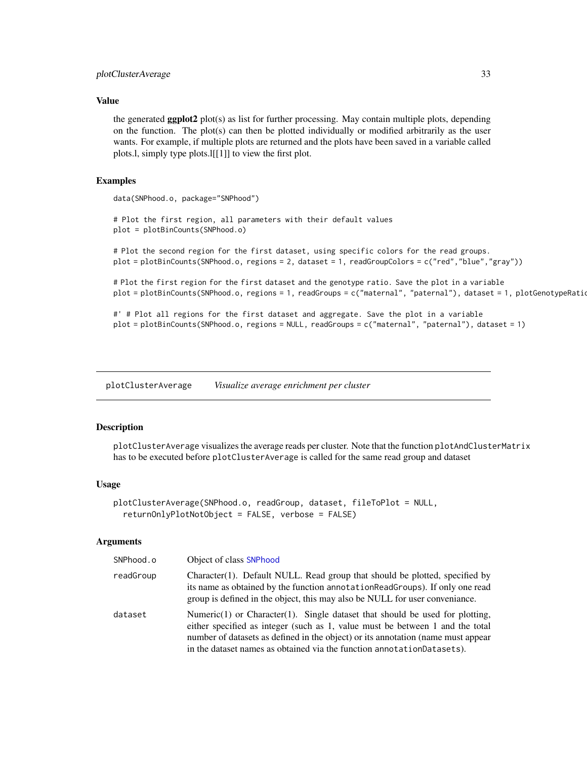### Value

the generated **ggplot2** plot(s) as list for further processing. May contain multiple plots, depending on the function. The plot(s) can then be plotted individually or modified arbitrarily as the user wants. For example, if multiple plots are returned and the plots have been saved in a variable called plots.l, simply type plots.l[[1]] to view the first plot.

### Examples

```
data(SNPhood.o, package="SNPhood")

# Plot the first region, all parameters with their default values
plot = plotBinCounts(SNPhood.o)

# Plot the second region for the first dataset, using specific colors for the read groups.
plot = plotBinCounts(SNPhood.o, regions = 2, dataset = 1, readGroupColors = c("red","blue","gray"))

# Plot the first region for the first dataset and the genotype ratio. Save the plot in a variable
plot = plotBinCounts(SNPhood.o, regions = 1, readGroups = c("maternal", "paternal"), dataset = 1, plotGenotypeRatic

#' # Plot all regions for the first dataset and aggregate. Save the plot in a variable
plot = plotBinCounts(SNPhood.o, regions = NULL, readGroups = c("maternal", "paternal"), dataset = 1)
```

---

## plotClusterAverage *Visualize average enrichment per cluster*

### Description

plotClusterAverage visualizes the average reads per cluster. Note that the function plotAndClusterMatrix has to be executed before plotClusterAverage is called for the same read group and dataset

### Usage

```
plotClusterAverage(SNPhood.o, readGroup, dataset, fileToPlot = NULL,
  returnOnlyPlotNotObject = FALSE, verbose = FALSE)
```

### Arguments

| | |
|---|---|
| SNPhood.o | Object of class SNPhood |
| readGroup | Character(1). Default NULL. Read group that should be plotted, specified by its name as obtained by the function annotationReadGroups). If only one read group is defined in the object, this may also be NULL for user conveniance. |
| dataset | Numeric(1) or Character(1). Single dataset that should be used for plotting, either specified as integer (such as 1, value must be between 1 and the total number of datasets as defined in the object) or its annotation (name must appear in the dataset names as obtained via the function annotationDatasets). |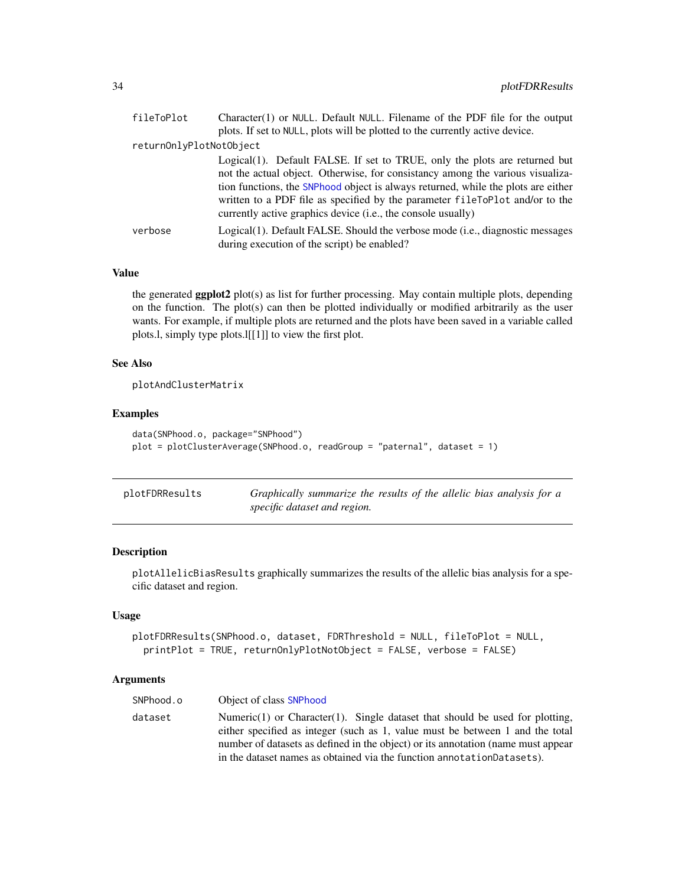fileToPlot	Character(1) or NULL. Default NULL. Filename of the PDF file for the output plots. If set to NULL, plots will be plotted to the currently active device.

returnOnlyPlotNotObject

Logical(1). Default FALSE. If set to TRUE, only the plots are returned but not the actual object. Otherwise, for consistancy among the various visualization functions, the SNPhood object is always returned, while the plots are either written to a PDF file as specified by the parameter fileToPlot and/or to the currently active graphics device (i.e., the console usually)

verbose	Logical(1). Default FALSE. Should the verbose mode (i.e., diagnostic messages during execution of the script) be enabled?

### Value

the generated **ggplot2** plot(s) as list for further processing. May contain multiple plots, depending on the function. The plot(s) can then be plotted individually or modified arbitrarily as the user wants. For example, if multiple plots are returned and the plots have been saved in a variable called plots.l, simply type plots.l[[1]] to view the first plot.

### See Also

plotAndClusterMatrix

### Examples

```
data(SNPhood.o, package="SNPhood")
plot = plotClusterAverage(SNPhood.o, readGroup = "paternal", dataset = 1)
```

---

## plotFDRResults — *Graphically summarize the results of the allelic bias analysis for a specific dataset and region.*

---

### Description

plotAllelicBiasResults graphically summarizes the results of the allelic bias analysis for a specific dataset and region.

### Usage

```
plotFDRResults(SNPhood.o, dataset, FDRThreshold = NULL, fileToPlot = NULL,
  printPlot = TRUE, returnOnlyPlotNotObject = FALSE, verbose = FALSE)
```

### Arguments

SNPhood.o	Object of class SNPhood

dataset	Numeric(1) or Character(1). Single dataset that should be used for plotting, either specified as integer (such as 1, value must be between 1 and the total number of datasets as defined in the object) or its annotation (name must appear in the dataset names as obtained via the function annotationDatasets).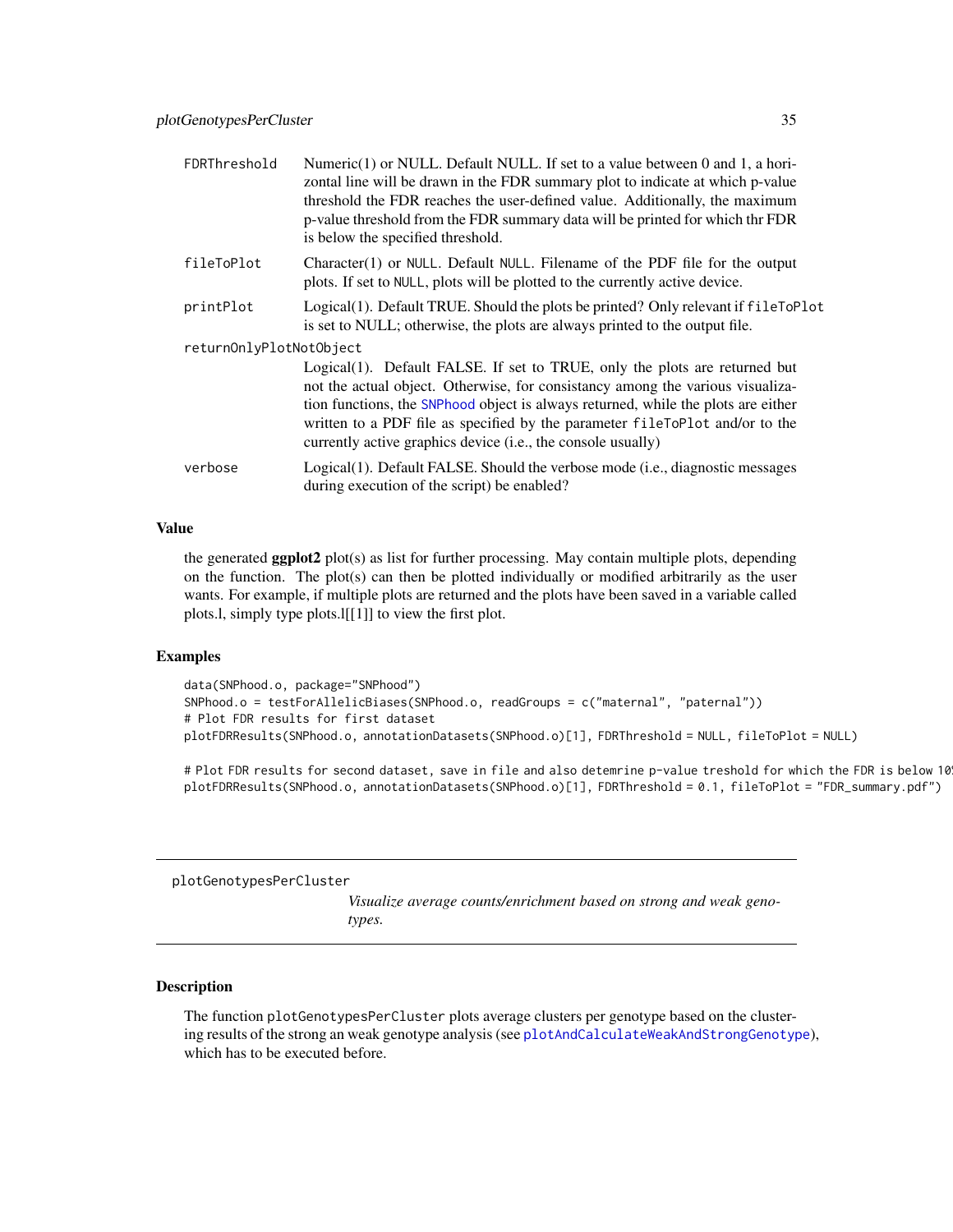| | |
|---|---|
| FDRThreshold | Numeric(1) or NULL. Default NULL. If set to a value between 0 and 1, a horizontal line will be drawn in the FDR summary plot to indicate at which p-value threshold the FDR reaches the user-defined value. Additionally, the maximum p-value threshold from the FDR summary data will be printed for which thr FDR is below the specified threshold. |
| fileToPlot | Character(1) or NULL. Default NULL. Filename of the PDF file for the output plots. If set to NULL, plots will be plotted to the currently active device. |
| printPlot | Logical(1). Default TRUE. Should the plots be printed? Only relevant if fileToPlot is set to NULL; otherwise, the plots are always printed to the output file. |
| returnOnlyPlotNotObject | Logical(1). Default FALSE. If set to TRUE, only the plots are returned but not the actual object. Otherwise, for consistancy among the various visualization functions, the SNPhood object is always returned, while the plots are either written to a PDF file as specified by the parameter fileToPlot and/or to the currently active graphics device (i.e., the console usually) |
| verbose | Logical(1). Default FALSE. Should the verbose mode (i.e., diagnostic messages during execution of the script) be enabled? |

### Value

the generated **ggplot2** plot(s) as list for further processing. May contain multiple plots, depending on the function. The plot(s) can then be plotted individually or modified arbitrarily as the user wants. For example, if multiple plots are returned and the plots have been saved in a variable called plots.l, simply type plots.l[[1]] to view the first plot.

### Examples

```
data(SNPhood.o, package="SNPhood")
SNPhood.o = testForAllelicBiases(SNPhood.o, readGroups = c("maternal", "paternal"))
# Plot FDR results for first dataset
plotFDRResults(SNPhood.o, annotationDatasets(SNPhood.o)[1], FDRThreshold = NULL, fileToPlot = NULL)

# Plot FDR results for second dataset, save in file and also detemrine p-value treshold for which the FDR is below 10
plotFDRResults(SNPhood.o, annotationDatasets(SNPhood.o)[1], FDRThreshold = 0.1, fileToPlot = "FDR_summary.pdf")
```

---

## plotGenotypesPerCluster

*Visualize average counts/enrichment based on strong and weak genotypes.*

---

### Description

The function plotGenotypesPerCluster plots average clusters per genotype based on the clustering results of the strong an weak genotype analysis (see plotAndCalculateWeakAndStrongGenotype), which has to be executed before.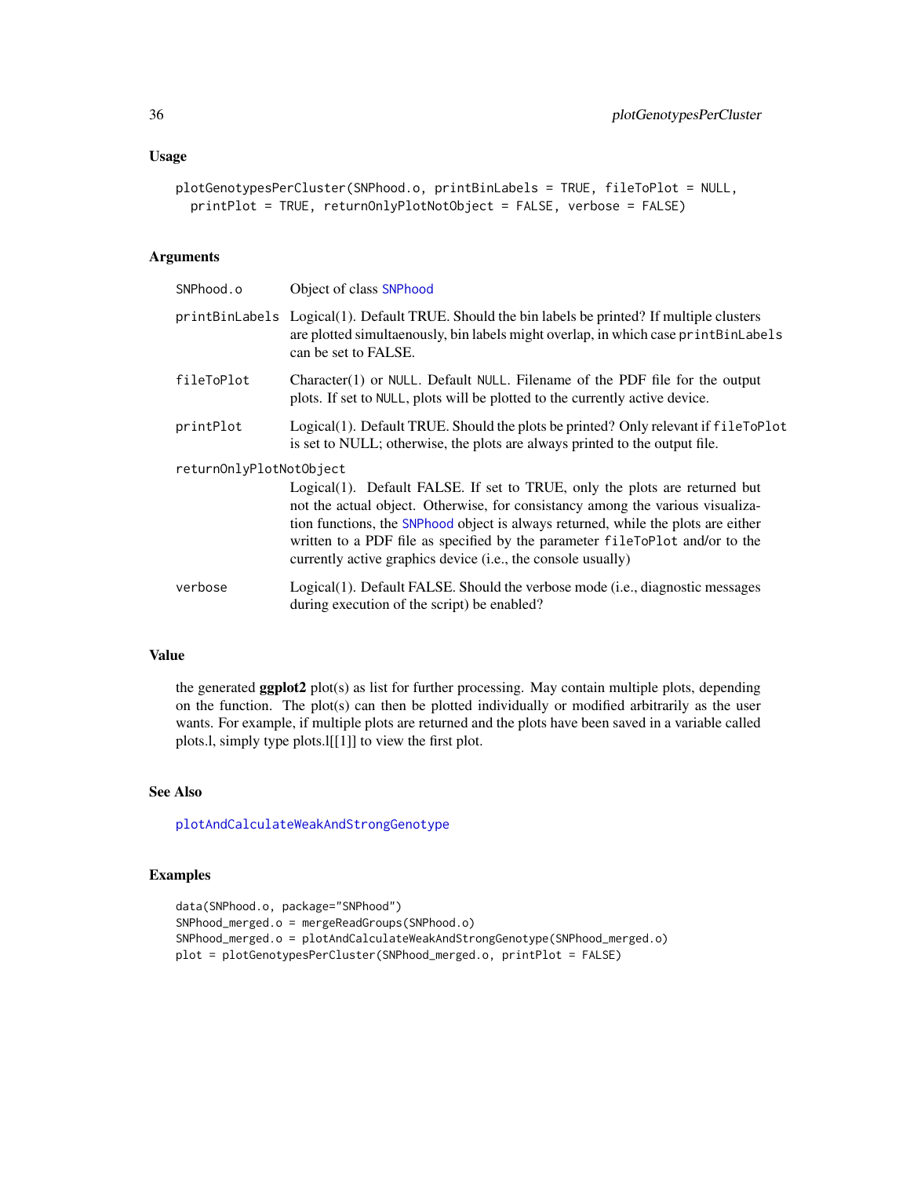## Usage

```
plotGenotypesPerCluster(SNPhood.o, printBinLabels = TRUE, fileToPlot = NULL,
  printPlot = TRUE, returnOnlyPlotNotObject = FALSE, verbose = FALSE)
```

## Arguments

- `SNPhood.o` — Object of class SNPhood
- `printBinLabels` — Logical(1). Default TRUE. Should the bin labels be printed? If multiple clusters are plotted simultaenously, bin labels might overlap, in which case `printBinLabels` can be set to FALSE.
- `fileToPlot` — Character(1) or `NULL`. Default `NULL`. Filename of the PDF file for the output plots. If set to `NULL`, plots will be plotted to the currently active device.
- `printPlot` — Logical(1). Default TRUE. Should the plots be printed? Only relevant if `fileToPlot` is set to NULL; otherwise, the plots are always printed to the output file.
- `returnOnlyPlotNotObject` — Logical(1). Default FALSE. If set to TRUE, only the plots are returned but not the actual object. Otherwise, for consistancy among the various visualization functions, the SNPhood object is always returned, while the plots are either written to a PDF file as specified by the parameter `fileToPlot` and/or to the currently active graphics device (i.e., the console usually)
- `verbose` — Logical(1). Default FALSE. Should the verbose mode (i.e., diagnostic messages during execution of the script) be enabled?

## Value

the generated **ggplot2** plot(s) as list for further processing. May contain multiple plots, depending on the function. The plot(s) can then be plotted individually or modified arbitrarily as the user wants. For example, if multiple plots are returned and the plots have been saved in a variable called plots.l, simply type plots.l[[1]] to view the first plot.

## See Also

plotAndCalculateWeakAndStrongGenotype

## Examples

```
data(SNPhood.o, package="SNPhood")
SNPhood_merged.o = mergeReadGroups(SNPhood.o)
SNPhood_merged.o = plotAndCalculateWeakAndStrongGenotype(SNPhood_merged.o)
plot = plotGenotypesPerCluster(SNPhood_merged.o, printPlot = FALSE)
```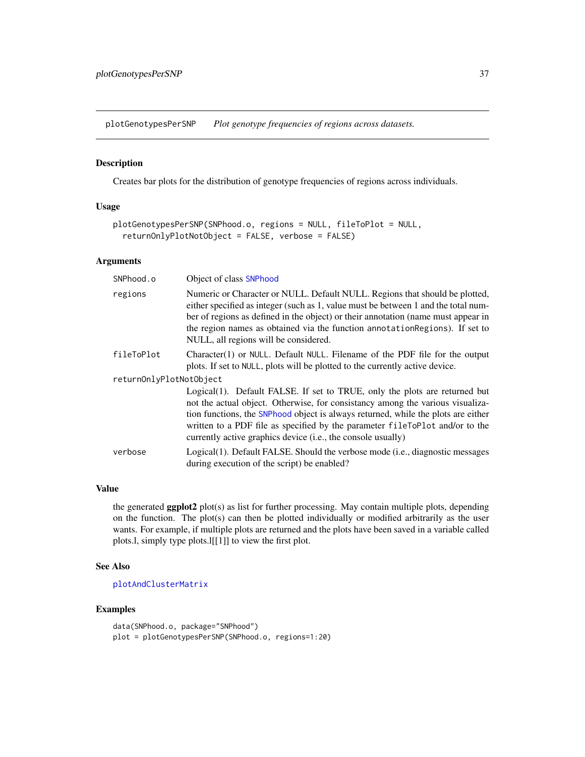## plotGenotypesPerSNP *Plot genotype frequencies of regions across datasets.*

### Description

Creates bar plots for the distribution of genotype frequencies of regions across individuals.

### Usage

```
plotGenotypesPerSNP(SNPhood.o, regions = NULL, fileToPlot = NULL,
  returnOnlyPlotNotObject = FALSE, verbose = FALSE)
```

### Arguments

| | |
|---|---|
| SNPhood.o | Object of class SNPhood |
| regions | Numeric or Character or NULL. Default NULL. Regions that should be plotted, either specified as integer (such as 1, value must be between 1 and the total number of regions as defined in the object) or their annotation (name must appear in the region names as obtained via the function annotationRegions). If set to NULL, all regions will be considered. |
| fileToPlot | Character(1) or NULL. Default NULL. Filename of the PDF file for the output plots. If set to NULL, plots will be plotted to the currently active device. |
| returnOnlyPlotNotObject | Logical(1). Default FALSE. If set to TRUE, only the plots are returned but not the actual object. Otherwise, for consistancy among the various visualization functions, the SNPhood object is always returned, while the plots are either written to a PDF file as specified by the parameter fileToPlot and/or to the currently active graphics device (i.e., the console usually) |
| verbose | Logical(1). Default FALSE. Should the verbose mode (i.e., diagnostic messages during execution of the script) be enabled? |

### Value

the generated **ggplot2** plot(s) as list for further processing. May contain multiple plots, depending on the function. The plot(s) can then be plotted individually or modified arbitrarily as the user wants. For example, if multiple plots are returned and the plots have been saved in a variable called plots.l, simply type plots.l[[1]] to view the first plot.

### See Also

plotAndClusterMatrix

### Examples

```
data(SNPhood.o, package="SNPhood")
plot = plotGenotypesPerSNP(SNPhood.o, regions=1:20)
```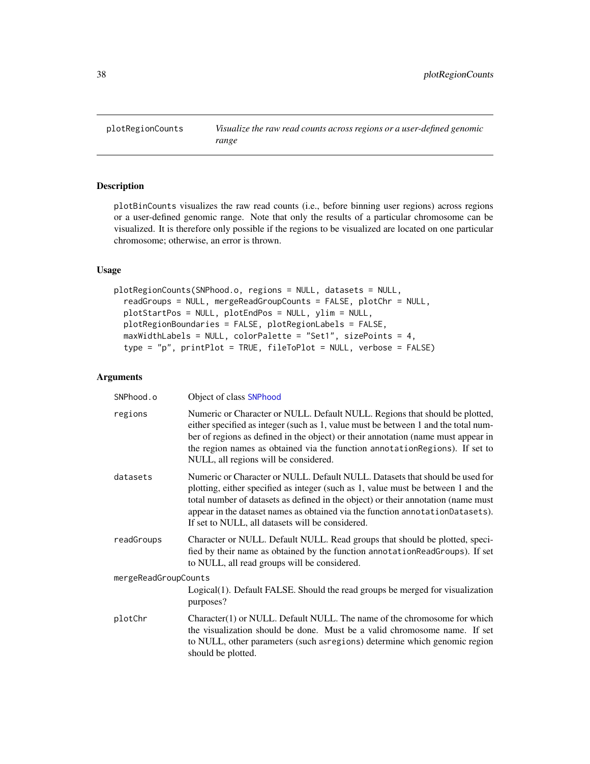# plotRegionCounts — *Visualize the raw read counts across regions or a user-defined genomic range*

## Description

plotBinCounts visualizes the raw read counts (i.e., before binning user regions) across regions or a user-defined genomic range. Note that only the results of a particular chromosome can be visualized. It is therefore only possible if the regions to be visualized are located on one particular chromosome; otherwise, an error is thrown.

## Usage

```
plotRegionCounts(SNPhood.o, regions = NULL, datasets = NULL,
  readGroups = NULL, mergeReadGroupCounts = FALSE, plotChr = NULL,
  plotStartPos = NULL, plotEndPos = NULL, ylim = NULL,
  plotRegionBoundaries = FALSE, plotRegionLabels = FALSE,
  maxWidthLabels = NULL, colorPalette = "Set1", sizePoints = 4,
  type = "p", printPlot = TRUE, fileToPlot = NULL, verbose = FALSE)
```

## Arguments

| Argument | Description |
|---|---|
| SNPhood.o | Object of class SNPhood |
| regions | Numeric or Character or NULL. Default NULL. Regions that should be plotted, either specified as integer (such as 1, value must be between 1 and the total number of regions as defined in the object) or their annotation (name must appear in the region names as obtained via the function annotationRegions). If set to NULL, all regions will be considered. |
| datasets | Numeric or Character or NULL. Default NULL. Datasets that should be used for plotting, either specified as integer (such as 1, value must be between 1 and the total number of datasets as defined in the object) or their annotation (name must appear in the dataset names as obtained via the function annotationDatasets). If set to NULL, all datasets will be considered. |
| readGroups | Character or NULL. Default NULL. Read groups that should be plotted, specified by their name as obtained by the function annotationReadGroups). If set to NULL, all read groups will be considered. |
| mergeReadGroupCounts | Logical(1). Default FALSE. Should the read groups be merged for visualization purposes? |
| plotChr | Character(1) or NULL. Default NULL. The name of the chromosome for which the visualization should be done. Must be a valid chromosome name. If set to NULL, other parameters (such asregions) determine which genomic region should be plotted. |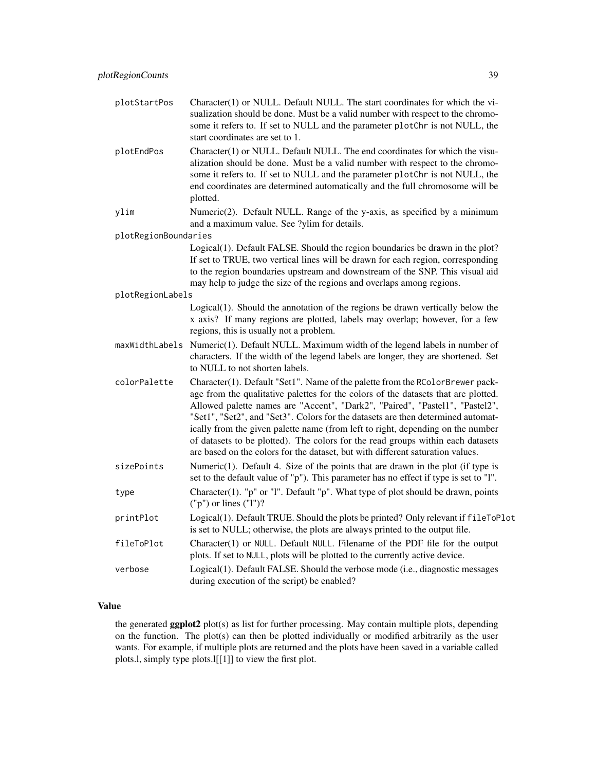| | |
|---|---|
| `plotStartPos` | Character(1) or NULL. Default NULL. The start coordinates for which the visualization should be done. Must be a valid number with respect to the chromosome it refers to. If set to NULL and the parameter `plotChr` is not NULL, the start coordinates are set to 1. |
| `plotEndPos` | Character(1) or NULL. Default NULL. The end coordinates for which the visualization should be done. Must be a valid number with respect to the chromosome it refers to. If set to NULL and the parameter `plotChr` is not NULL, the end coordinates are determined automatically and the full chromosome will be plotted. |
| `ylim` | Numeric(2). Default NULL. Range of the y-axis, as specified by a minimum and a maximum value. See ?ylim for details. |
| `plotRegionBoundaries` | Logical(1). Default FALSE. Should the region boundaries be drawn in the plot? If set to TRUE, two vertical lines will be drawn for each region, corresponding to the region boundaries upstream and downstream of the SNP. This visual aid may help to judge the size of the regions and overlaps among regions. |
| `plotRegionLabels` | Logical(1). Should the annotation of the regions be drawn vertically below the x axis? If many regions are plotted, labels may overlap; however, for a few regions, this is usually not a problem. |
| `maxWidthLabels` | Numeric(1). Default NULL. Maximum width of the legend labels in number of characters. If the width of the legend labels are longer, they are shortened. Set to NULL to not shorten labels. |
| `colorPalette` | Character(1). Default "Set1". Name of the palette from the `RColorBrewer` package from the qualitative palettes for the colors of the datasets that are plotted. Allowed palette names are "Accent", "Dark2", "Paired", "Pastel1", "Pastel2", "Set1", "Set2", and "Set3". Colors for the datasets are then determined automatically from the given palette name (from left to right, depending on the number of datasets to be plotted). The colors for the read groups within each datasets are based on the colors for the dataset, but with different saturation values. |
| `sizePoints` | Numeric(1). Default 4. Size of the points that are drawn in the plot (if type is set to the default value of "p"). This parameter has no effect if type is set to "l". |
| `type` | Character(1). "p" or "l". Default "p". What type of plot should be drawn, points ("p") or lines ("l")? |
| `printPlot` | Logical(1). Default TRUE. Should the plots be printed? Only relevant if `fileToPlot` is set to NULL; otherwise, the plots are always printed to the output file. |
| `fileToPlot` | Character(1) or `NULL`. Default `NULL`. Filename of the PDF file for the output plots. If set to `NULL`, plots will be plotted to the currently active device. |
| `verbose` | Logical(1). Default FALSE. Should the verbose mode (i.e., diagnostic messages during execution of the script) be enabled? |

## Value

the generated **ggplot2** plot(s) as list for further processing. May contain multiple plots, depending on the function. The plot(s) can then be plotted individually or modified arbitrarily as the user wants. For example, if multiple plots are returned and the plots have been saved in a variable called plots.l, simply type plots.l[[1]] to view the first plot.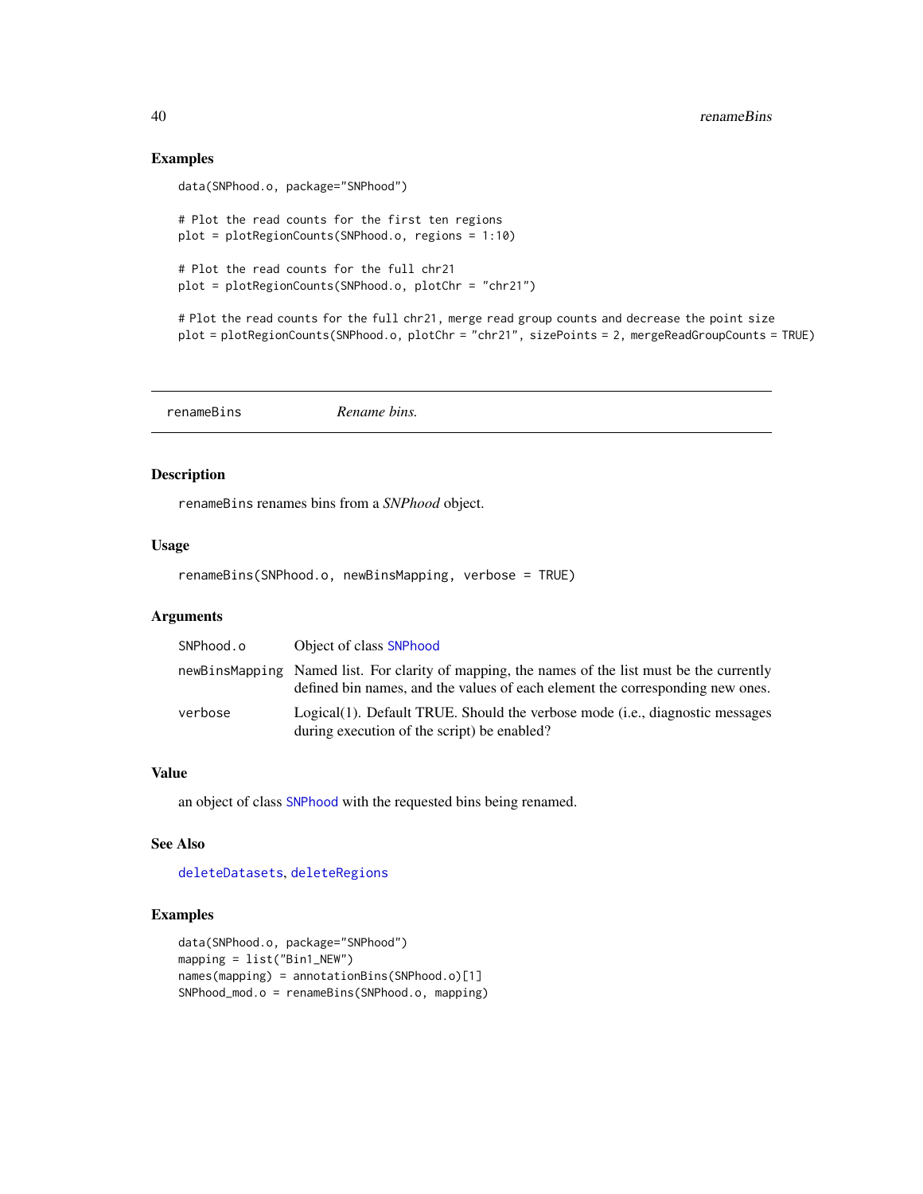## Examples

```
data(SNPhood.o, package="SNPhood")

# Plot the read counts for the first ten regions
plot = plotRegionCounts(SNPhood.o, regions = 1:10)

# Plot the read counts for the full chr21
plot = plotRegionCounts(SNPhood.o, plotChr = "chr21")

# Plot the read counts for the full chr21, merge read group counts and decrease the point size
plot = plotRegionCounts(SNPhood.o, plotChr = "chr21", sizePoints = 2, mergeReadGroupCounts = TRUE)
```

---

# renameBins *Rename bins.*

---

## Description

renameBins renames bins from a *SNPhood* object.

## Usage

```
renameBins(SNPhood.o, newBinsMapping, verbose = TRUE)
```

## Arguments

| | |
|---|---|
| SNPhood.o | Object of class SNPhood |
| newBinsMapping | Named list. For clarity of mapping, the names of the list must be the currently defined bin names, and the values of each element the corresponding new ones. |
| verbose | Logical(1). Default TRUE. Should the verbose mode (i.e., diagnostic messages during execution of the script) be enabled? |

## Value

an object of class SNPhood with the requested bins being renamed.

## See Also

deleteDatasets, deleteRegions

## Examples

```
data(SNPhood.o, package="SNPhood")
mapping = list("Bin1_NEW")
names(mapping) = annotationBins(SNPhood.o)[1]
SNPhood_mod.o = renameBins(SNPhood.o, mapping)
```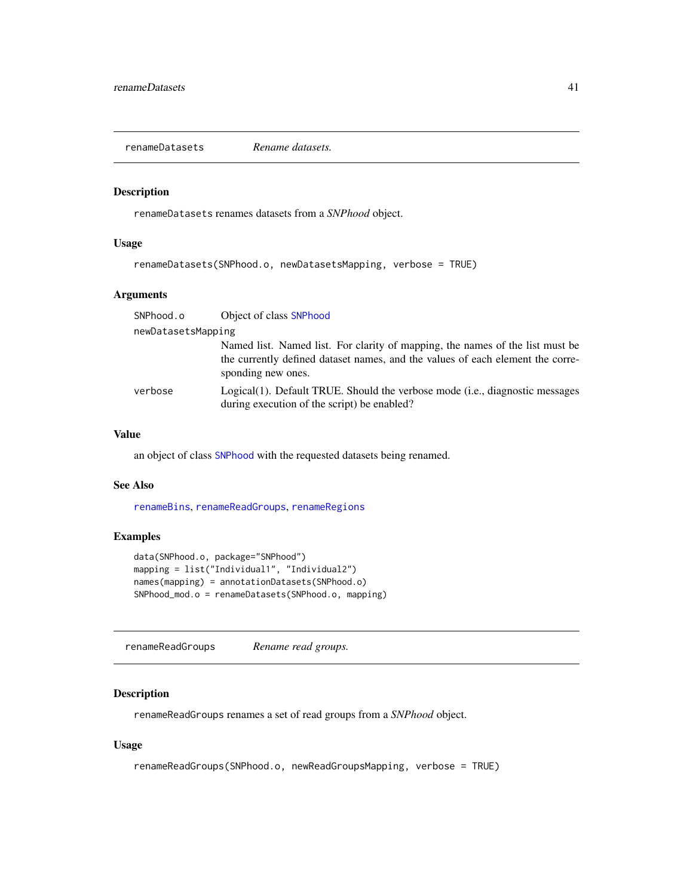## renameDatasets — *Rename datasets.*

### Description

`renameDatasets` renames datasets from a *SNPhood* object.

### Usage

```
renameDatasets(SNPhood.o, newDatasetsMapping, verbose = TRUE)
```

### Arguments

| | |
|---|---|
| `SNPhood.o` | Object of class `SNPhood` |
| `newDatasetsMapping` | Named list. Named list. For clarity of mapping, the names of the list must be the currently defined dataset names, and the values of each element the corresponding new ones. |
| `verbose` | Logical(1). Default TRUE. Should the verbose mode (i.e., diagnostic messages during execution of the script) be enabled? |

### Value

an object of class `SNPhood` with the requested datasets being renamed.

### See Also

`renameBins`, `renameReadGroups`, `renameRegions`

### Examples

```
data(SNPhood.o, package="SNPhood")
mapping = list("Individual1", "Individual2")
names(mapping) = annotationDatasets(SNPhood.o)
SNPhood_mod.o = renameDatasets(SNPhood.o, mapping)
```

## renameReadGroups — *Rename read groups.*

### Description

`renameReadGroups` renames a set of read groups from a *SNPhood* object.

### Usage

```
renameReadGroups(SNPhood.o, newReadGroupsMapping, verbose = TRUE)
```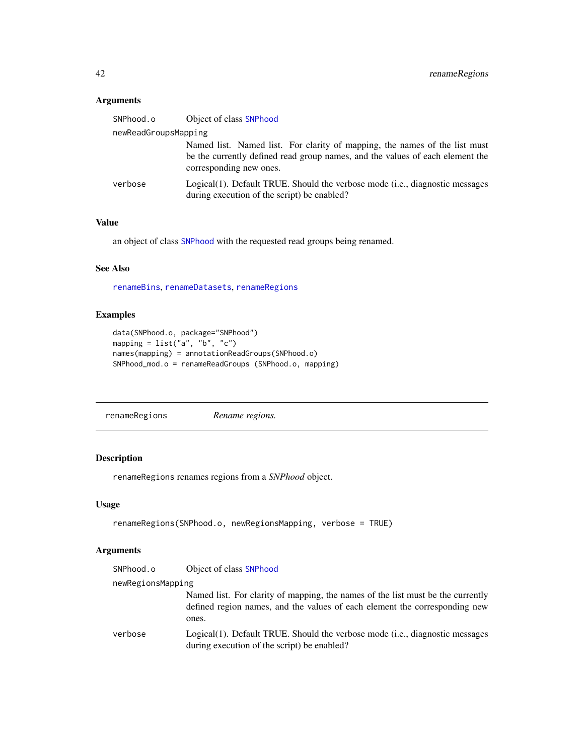## Arguments

**SNPhood.o** Object of class SNPhood

**newReadGroupsMapping** Named list. Named list. For clarity of mapping, the names of the list must be the currently defined read group names, and the values of each element the corresponding new ones.

**verbose** Logical(1). Default TRUE. Should the verbose mode (i.e., diagnostic messages during execution of the script) be enabled?

## Value

an object of class SNPhood with the requested read groups being renamed.

## See Also

renameBins, renameDatasets, renameRegions

## Examples

```
data(SNPhood.o, package="SNPhood")
mapping = list("a", "b", "c")
names(mapping) = annotationReadGroups(SNPhood.o)
SNPhood_mod.o = renameReadGroups (SNPhood.o, mapping)
```

---

# renameRegions    *Rename regions.*

## Description

renameRegions renames regions from a *SNPhood* object.

## Usage

```
renameRegions(SNPhood.o, newRegionsMapping, verbose = TRUE)
```

## Arguments

**SNPhood.o** Object of class SNPhood

**newRegionsMapping** Named list. For clarity of mapping, the names of the list must be the currently defined region names, and the values of each element the corresponding new ones.

**verbose** Logical(1). Default TRUE. Should the verbose mode (i.e., diagnostic messages during execution of the script) be enabled?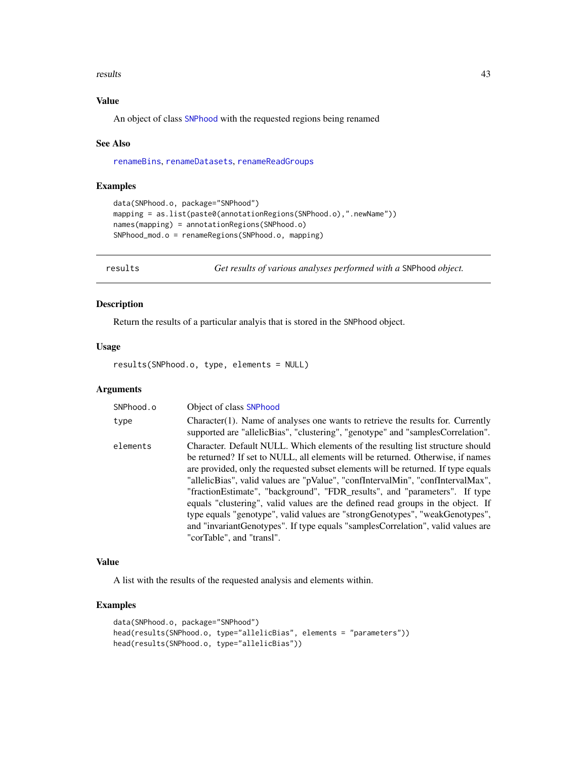## Value

An object of class SNPhood with the requested regions being renamed

## See Also

renameBins, renameDatasets, renameReadGroups

## Examples

```
data(SNPhood.o, package="SNPhood")
mapping = as.list(paste0(annotationRegions(SNPhood.o),".newName"))
names(mapping) = annotationRegions(SNPhood.o)
SNPhood_mod.o = renameRegions(SNPhood.o, mapping)
```

---

`results` *Get results of various analyses performed with a* SNPhood *object.*

---

## Description

Return the results of a particular analyis that is stored in the SNPhood object.

## Usage

```
results(SNPhood.o, type, elements = NULL)
```

## Arguments

| | |
|---|---|
| SNPhood.o | Object of class SNPhood |
| type | Character(1). Name of analyses one wants to retrieve the results for. Currently supported are "allelicBias", "clustering", "genotype" and "samplesCorrelation". |
| elements | Character. Default NULL. Which elements of the resulting list structure should be returned? If set to NULL, all elements will be returned. Otherwise, if names are provided, only the requested subset elements will be returned. If type equals "allelicBias", valid values are "pValue", "confIntervalMin", "confIntervalMax", "fractionEstimate", "background", "FDR_results", and "parameters". If type equals "clustering", valid values are the defined read groups in the object. If type equals "genotype", valid values are "strongGenotypes", "weakGenotypes", and "invariantGenotypes". If type equals "samplesCorrelation", valid values are "corTable", and "transl". |

## Value

A list with the results of the requested analysis and elements within.

## Examples

```
data(SNPhood.o, package="SNPhood")
head(results(SNPhood.o, type="allelicBias", elements = "parameters"))
head(results(SNPhood.o, type="allelicBias"))
```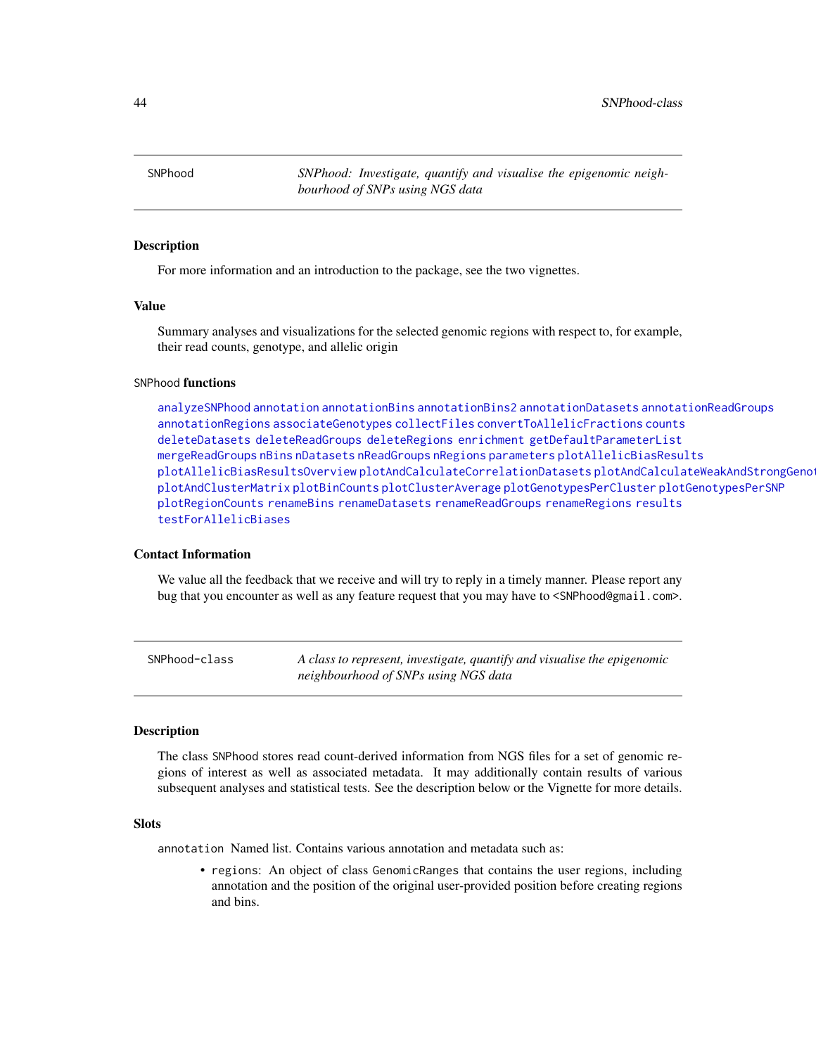## SNPhood

*SNPhood: Investigate, quantify and visualise the epigenomic neighbourhood of SNPs using NGS data*

### Description

For more information and an introduction to the package, see the two vignettes.

### Value

Summary analyses and visualizations for the selected genomic regions with respect to, for example, their read counts, genotype, and allelic origin

### SNPhood functions

analyzeSNPhood annotation annotationBins annotationBins2 annotationDatasets annotationReadGroups annotationRegions associateGenotypes collectFiles convertToAllelicFractions counts deleteDatasets deleteReadGroups deleteRegions enrichment getDefaultParameterList mergeReadGroups nBins nDatasets nReadGroups nRegions parameters plotAllelicBiasResults plotAllelicBiasResultsOverview plotAndCalculateCorrelationDatasets plotAndCalculateWeakAndStrongGenot plotAndClusterMatrix plotBinCounts plotClusterAverage plotGenotypesPerCluster plotGenotypesPerSNP plotRegionCounts renameBins renameDatasets renameReadGroups renameRegions results testForAllelicBiases

### Contact Information

We value all the feedback that we receive and will try to reply in a timely manner. Please report any bug that you encounter as well as any feature request that you may have to <SNPhood@gmail.com>.

## SNPhood-class

*A class to represent, investigate, quantify and visualise the epigenomic neighbourhood of SNPs using NGS data*

### Description

The class SNPhood stores read count-derived information from NGS files for a set of genomic regions of interest as well as associated metadata. It may additionally contain results of various subsequent analyses and statistical tests. See the description below or the Vignette for more details.

### Slots

annotation Named list. Contains various annotation and metadata such as:

- regions: An object of class GenomicRanges that contains the user regions, including annotation and the position of the original user-provided position before creating regions and bins.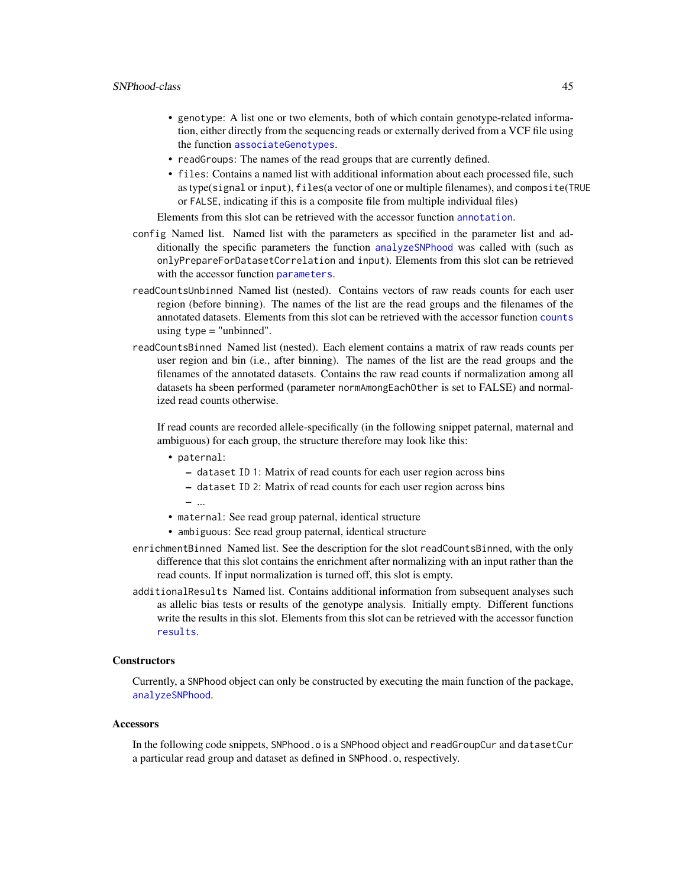- `genotype`: A list one or two elements, both of which contain genotype-related information, either directly from the sequencing reads or externally derived from a VCF file using the function `associateGenotypes`.
- `readGroups`: The names of the read groups that are currently defined.
- `files`: Contains a named list with additional information about each processed file, such as type(`signal` or `input`), `files`(a vector of one or multiple filenames), and `composite`(`TRUE` or `FALSE`, indicating if this is a composite file from multiple individual files)

Elements from this slot can be retrieved with the accessor function `annotation`.

`config` Named list. Named list with the parameters as specified in the parameter list and additionally the specific parameters the function `analyzeSNPhood` was called with (such as `onlyPrepareForDatasetCorrelation` and `input`). Elements from this slot can be retrieved with the accessor function `parameters`.

`readCountsUnbinned` Named list (nested). Contains vectors of raw reads counts for each user region (before binning). The names of the list are the read groups and the filenames of the annotated datasets. Elements from this slot can be retrieved with the accessor function `counts` using type = "unbinned".

`readCountsBinned` Named list (nested). Each element contains a matrix of raw reads counts per user region and bin (i.e., after binning). The names of the list are the read groups and the filenames of the annotated datasets. Contains the raw read counts if normalization among all datasets ha sbeen performed (parameter `normAmongEachOther` is set to FALSE) and normalized read counts otherwise.

If read counts are recorded allele-specifically (in the following snippet paternal, maternal and ambiguous) for each group, the structure therefore may look like this:

- `paternal`:
  - `dataset ID 1`: Matrix of read counts for each user region across bins
  - `dataset ID 2`: Matrix of read counts for each user region across bins
  - ...
- `maternal`: See read group paternal, identical structure
- `ambiguous`: See read group paternal, identical structure

`enrichmentBinned` Named list. See the description for the slot `readCountsBinned`, with the only difference that this slot contains the enrichment after normalizing with an input rather than the read counts. If input normalization is turned off, this slot is empty.

`additionalResults` Named list. Contains additional information from subsequent analyses such as allelic bias tests or results of the genotype analysis. Initially empty. Different functions write the results in this slot. Elements from this slot can be retrieved with the accessor function `results`.

## Constructors

Currently, a `SNPhood` object can only be constructed by executing the main function of the package, `analyzeSNPhood`.

## Accessors

In the following code snippets, `SNPhood.o` is a `SNPhood` object and `readGroupCur` and `datasetCur` a particular read group and dataset as defined in `SNPhood.o`, respectively.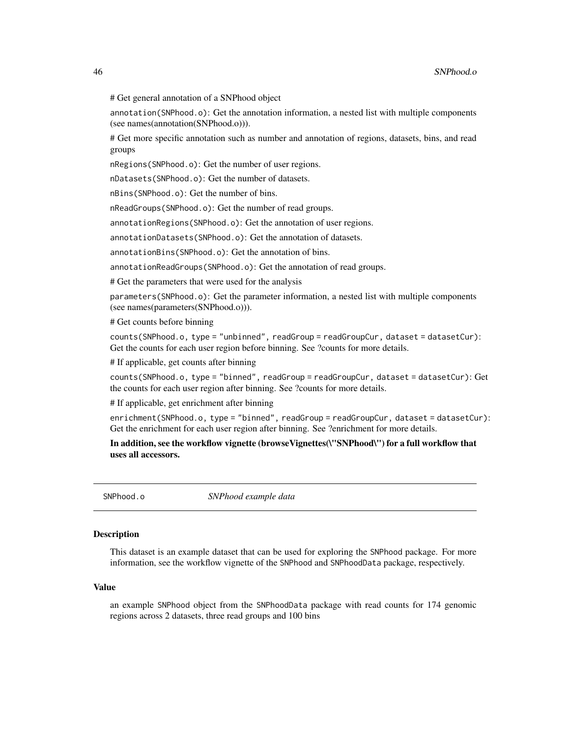# Get general annotation of a SNPhood object

`annotation(SNPhood.o)`: Get the annotation information, a nested list with multiple components (see names(annotation(SNPhood.o))).

# Get more specific annotation such as number and annotation of regions, datasets, bins, and read groups

`nRegions(SNPhood.o)`: Get the number of user regions.

`nDatasets(SNPhood.o)`: Get the number of datasets.

`nBins(SNPhood.o)`: Get the number of bins.

`nReadGroups(SNPhood.o)`: Get the number of read groups.

`annotationRegions(SNPhood.o)`: Get the annotation of user regions.

`annotationDatasets(SNPhood.o)`: Get the annotation of datasets.

`annotationBins(SNPhood.o)`: Get the annotation of bins.

`annotationReadGroups(SNPhood.o)`: Get the annotation of read groups.

# Get the parameters that were used for the analysis

`parameters(SNPhood.o)`: Get the parameter information, a nested list with multiple components (see names(parameters(SNPhood.o))).

# Get counts before binning

`counts(SNPhood.o, type = "unbinned", readGroup = readGroupCur, dataset = datasetCur)`: Get the counts for each user region before binning. See ?counts for more details.

# If applicable, get counts after binning

`counts(SNPhood.o, type = "binned", readGroup = readGroupCur, dataset = datasetCur)`: Get the counts for each user region after binning. See ?counts for more details.

# If applicable, get enrichment after binning

`enrichment(SNPhood.o, type = "binned", readGroup = readGroupCur, dataset = datasetCur)`: Get the enrichment for each user region after binning. See ?enrichment for more details.

**In addition, see the workflow vignette (browseVignettes(\"SNPhood\") for a full workflow that uses all accessors.**

---

`SNPhood.o` *SNPhood example data*

---

### Description

This dataset is an example dataset that can be used for exploring the SNPhood package. For more information, see the workflow vignette of the SNPhood and SNPhoodData package, respectively.

### Value

an example SNPhood object from the SNPhoodData package with read counts for 174 genomic regions across 2 datasets, three read groups and 100 bins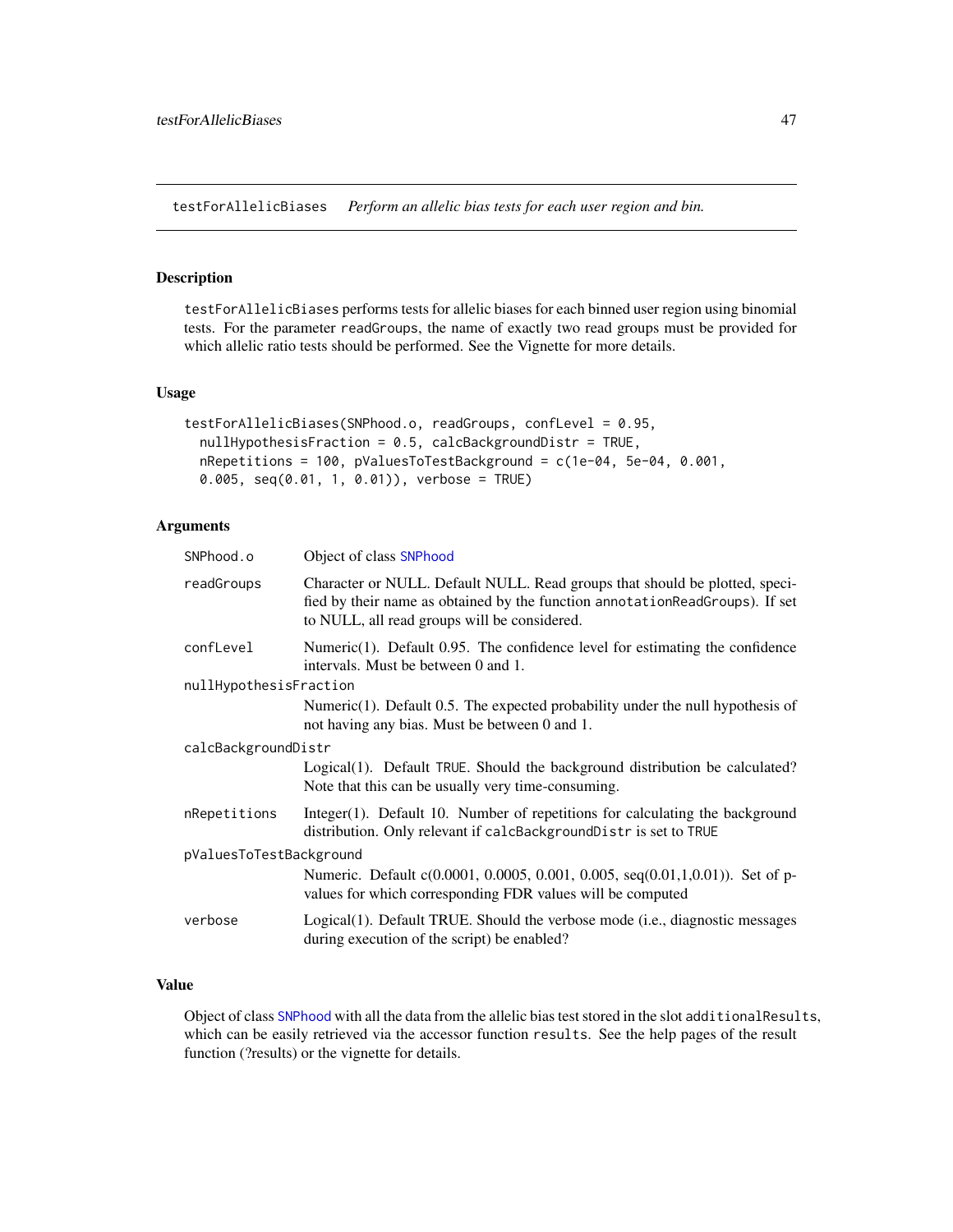testForAllelicBiases    *Perform an allelic bias tests for each user region and bin.*

## Description

`testForAllelicBiases` performs tests for allelic biases for each binned user region using binomial tests. For the parameter `readGroups`, the name of exactly two read groups must be provided for which allelic ratio tests should be performed. See the Vignette for more details.

## Usage

```
testForAllelicBiases(SNPhood.o, readGroups, confLevel = 0.95,
  nullHypothesisFraction = 0.5, calcBackgroundDistr = TRUE,
  nRepetitions = 100, pValuesToTestBackground = c(1e-04, 5e-04, 0.001,
  0.005, seq(0.01, 1, 0.01)), verbose = TRUE)
```

## Arguments

| | |
|---|---|
| `SNPhood.o` | Object of class SNPhood |
| `readGroups` | Character or NULL. Default NULL. Read groups that should be plotted, specified by their name as obtained by the function `annotationReadGroups`). If set to NULL, all read groups will be considered. |
| `confLevel` | Numeric(1). Default 0.95. The confidence level for estimating the confidence intervals. Must be between 0 and 1. |
| `nullHypothesisFraction` | Numeric(1). Default 0.5. The expected probability under the null hypothesis of not having any bias. Must be between 0 and 1. |
| `calcBackgroundDistr` | Logical(1). Default `TRUE`. Should the background distribution be calculated? Note that this can be usually very time-consuming. |
| `nRepetitions` | Integer(1). Default 10. Number of repetitions for calculating the background distribution. Only relevant if `calcBackgroundDistr` is set to `TRUE` |
| `pValuesToTestBackground` | Numeric. Default c(0.0001, 0.0005, 0.001, 0.005, seq(0.01,1,0.01)). Set of p-values for which corresponding FDR values will be computed |
| `verbose` | Logical(1). Default TRUE. Should the verbose mode (i.e., diagnostic messages during execution of the script) be enabled? |

## Value

Object of class SNPhood with all the data from the allelic bias test stored in the slot `additionalResults`, which can be easily retrieved via the accessor function `results`. See the help pages of the result function (?results) or the vignette for details.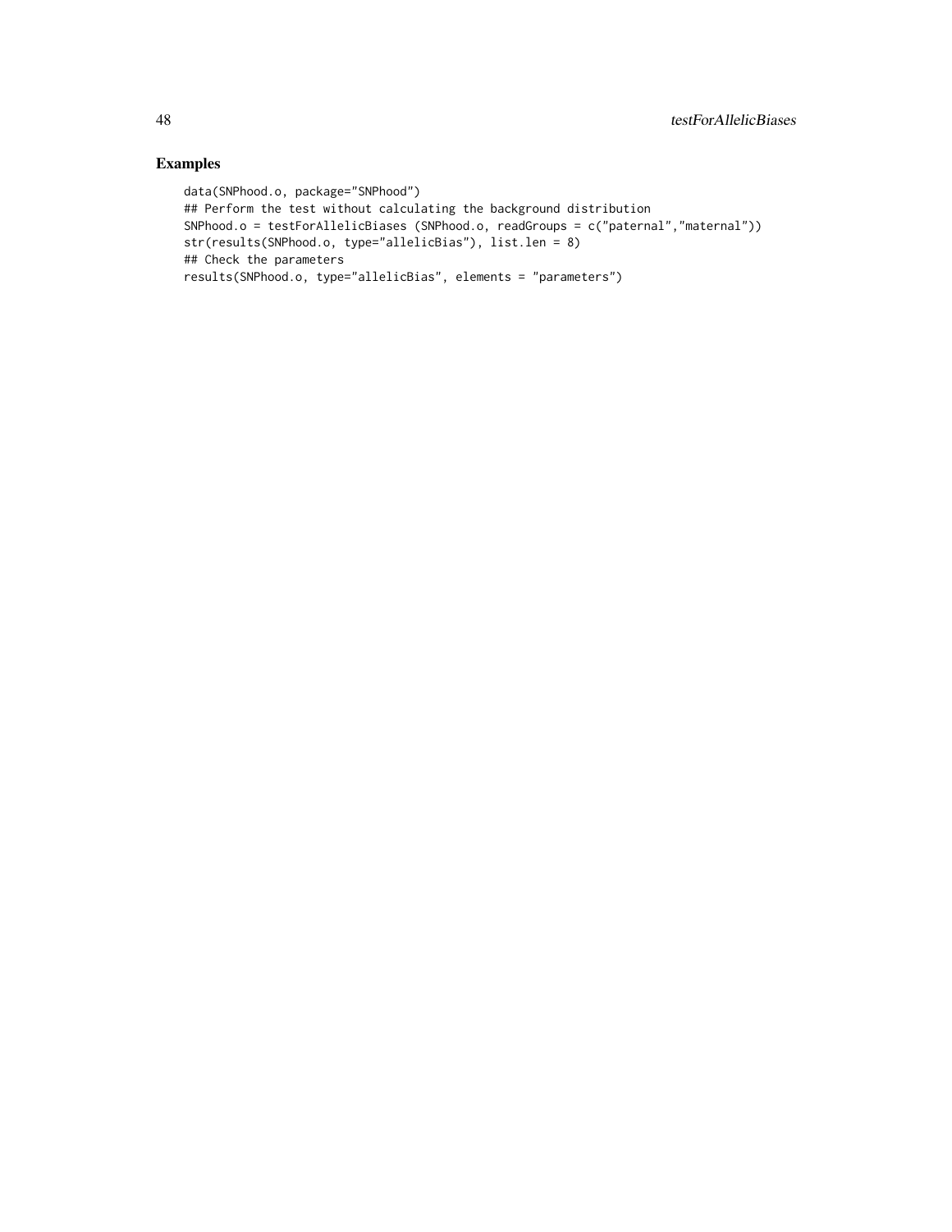## Examples

```
data(SNPhood.o, package="SNPhood")
## Perform the test without calculating the background distribution
SNPhood.o = testForAllelicBiases (SNPhood.o, readGroups = c("paternal","maternal"))
str(results(SNPhood.o, type="allelicBias"), list.len = 8)
## Check the parameters
results(SNPhood.o, type="allelicBias", elements = "parameters")
```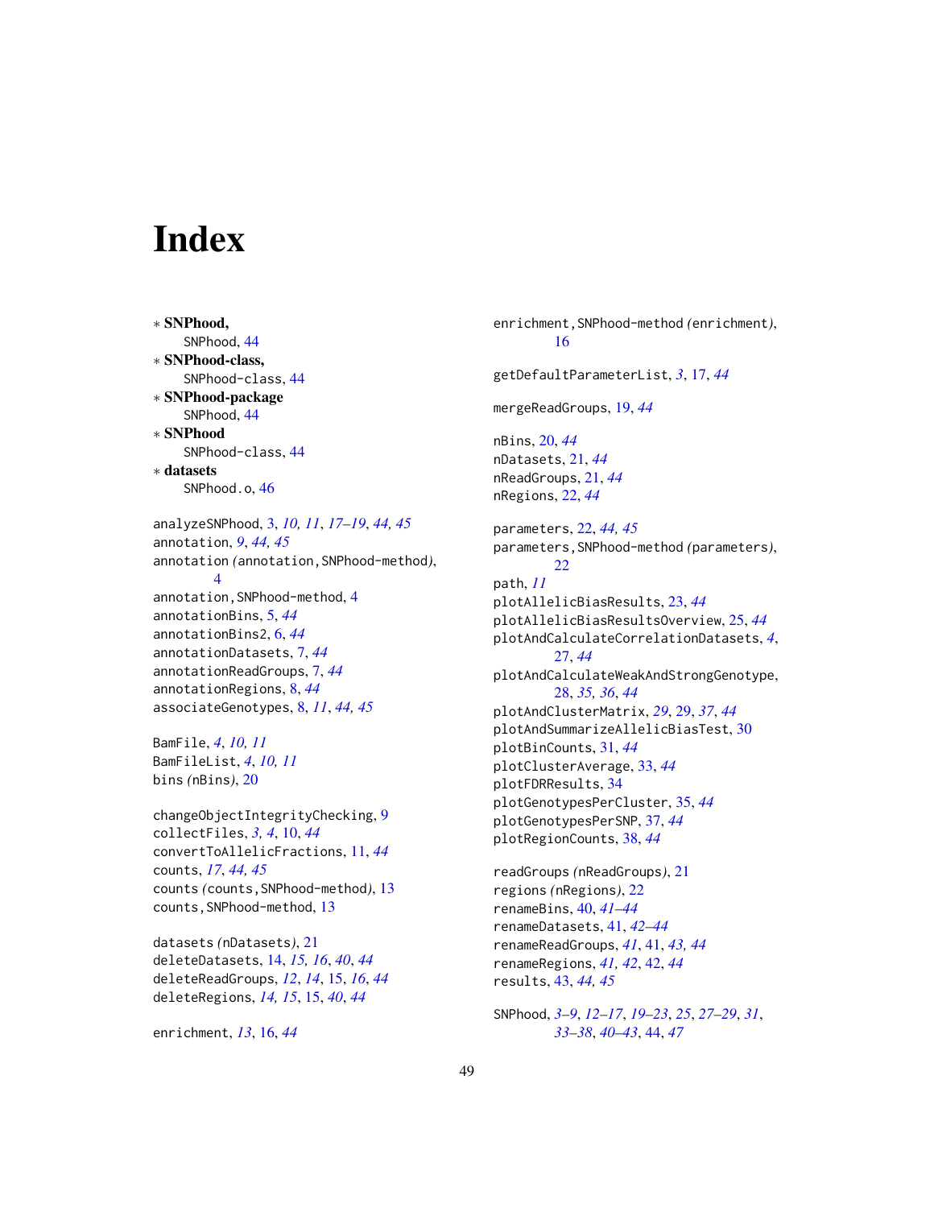# Index

* **SNPhood,**
  SNPhood, 44
* **SNPhood-class,**
  SNPhood-class, 44
* **SNPhood-package**
  SNPhood, 44
* **SNPhood**
  SNPhood-class, 44
* **datasets**
  SNPhood.o, 46

analyzeSNPhood, 3, *10, 11*, *17–19*, *44, 45*
annotation, *9*, *44, 45*
annotation (annotation,SNPhood-method), 4
annotation,SNPhood-method, 4
annotationBins, 5, *44*
annotationBins2, 6, *44*
annotationDatasets, 7, *44*
annotationReadGroups, 7, *44*
annotationRegions, 8, *44*
associateGenotypes, 8, *11*, *44, 45*

BamFile, *4*, *10, 11*
BamFileList, *4*, *10, 11*
bins (nBins), 20

changeObjectIntegrityChecking, 9
collectFiles, *3, 4*, 10, *44*
convertToAllelicFractions, 11, *44*
counts, *17*, *44, 45*
counts (counts,SNPhood-method), 13
counts,SNPhood-method, 13

datasets (nDatasets), 21
deleteDatasets, 14, *15, 16*, *40*, *44*
deleteReadGroups, *12*, *14*, 15, *16*, *44*
deleteRegions, *14, 15*, 15, *40*, *44*

enrichment, *13*, 16, *44*
enrichment,SNPhood-method (enrichment), 16

getDefaultParameterList, *3*, 17, *44*

mergeReadGroups, 19, *44*

nBins, 20, *44*
nDatasets, 21, *44*
nReadGroups, 21, *44*
nRegions, 22, *44*

parameters, 22, *44, 45*
parameters,SNPhood-method (parameters), 22
path, *11*
plotAllelicBiasResults, 23, *44*
plotAllelicBiasResultsOverview, 25, *44*
plotAndCalculateCorrelationDatasets, *4*, 27, *44*
plotAndCalculateWeakAndStrongGenotype, 28, *35, 36*, *44*
plotAndClusterMatrix, *29*, 29, *37*, *44*
plotAndSummarizeAllelicBiasTest, 30
plotBinCounts, 31, *44*
plotClusterAverage, 33, *44*
plotFDRResults, 34
plotGenotypesPerCluster, 35, *44*
plotGenotypesPerSNP, 37, *44*
plotRegionCounts, 38, *44*

readGroups (nReadGroups), 21
regions (nRegions), 22
renameBins, 40, *41–44*
renameDatasets, 41, *42–44*
renameReadGroups, *41*, 41, *43, 44*
renameRegions, *41, 42*, 42, *44*
results, 43, *44, 45*

SNPhood, *3–9*, *12–17*, *19–23*, *25*, *27–29*, *31*, *33–38*, *40–43*, 44, *47*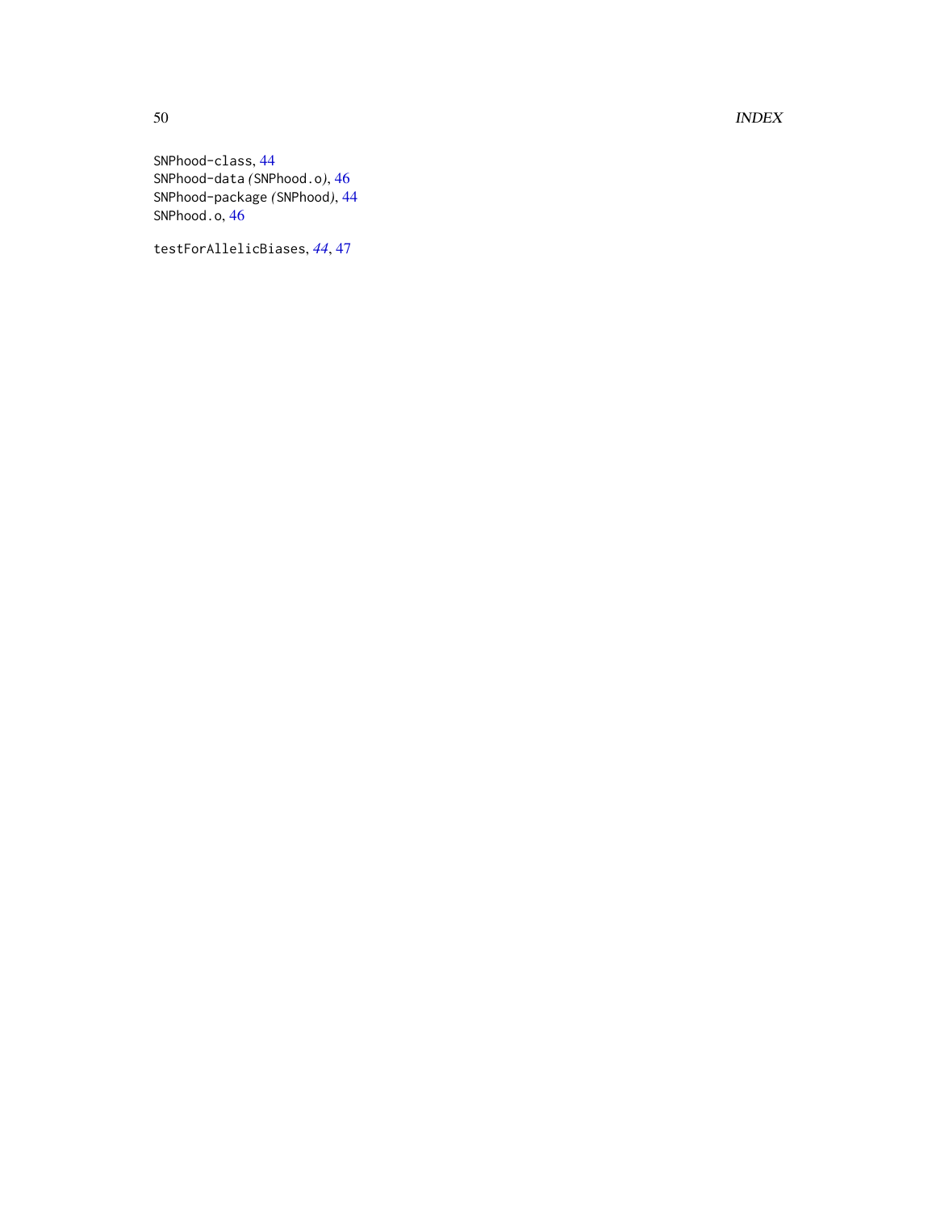SNPhood-class, 44
SNPhood-data (SNPhood.o), 46
SNPhood-package (SNPhood), 44
SNPhood.o, 46

testForAllelicBiases, *44*, 47